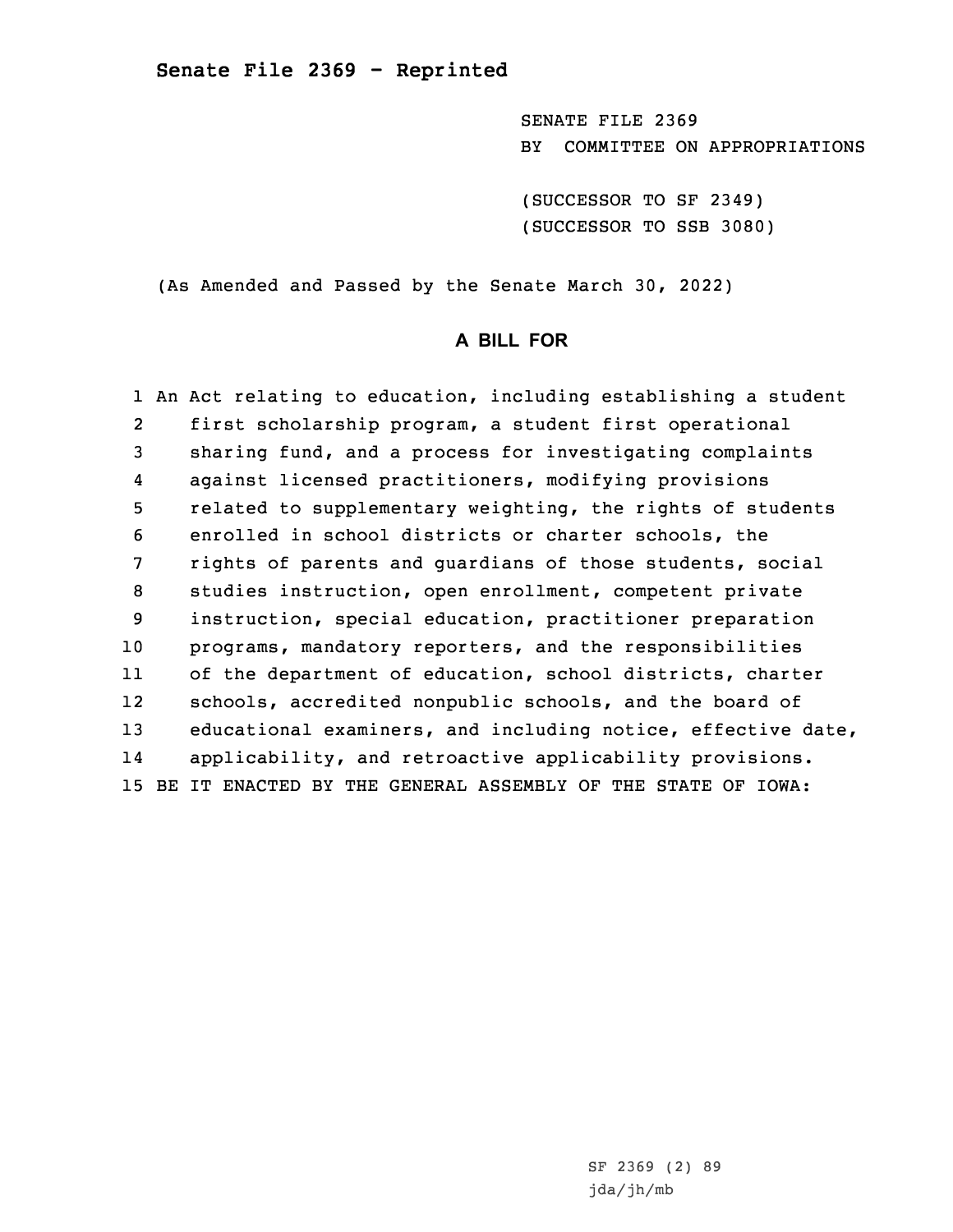**Senate File 2369 - Reprinted**

SENATE FILE 2369
BY COMMITTEE ON APPROPRIATIONS

(SUCCESSOR TO SF 2349)
(SUCCESSOR TO SSB 3080)

(As Amended and Passed by the Senate March 30, 2022)

## A BILL FOR

1 An Act relating to education, including establishing a student
2 first scholarship program, a student first operational
3 sharing fund, and a process for investigating complaints
4 against licensed practitioners, modifying provisions
5 related to supplementary weighting, the rights of students
6 enrolled in school districts or charter schools, the
7 rights of parents and guardians of those students, social
8 studies instruction, open enrollment, competent private
9 instruction, special education, practitioner preparation
10 programs, mandatory reporters, and the responsibilities
11 of the department of education, school districts, charter
12 schools, accredited nonpublic schools, and the board of
13 educational examiners, and including notice, effective date,
14 applicability, and retroactive applicability provisions.
15 BE IT ENACTED BY THE GENERAL ASSEMBLY OF THE STATE OF IOWA:

SF 2369 (2) 89
jda/jh/mb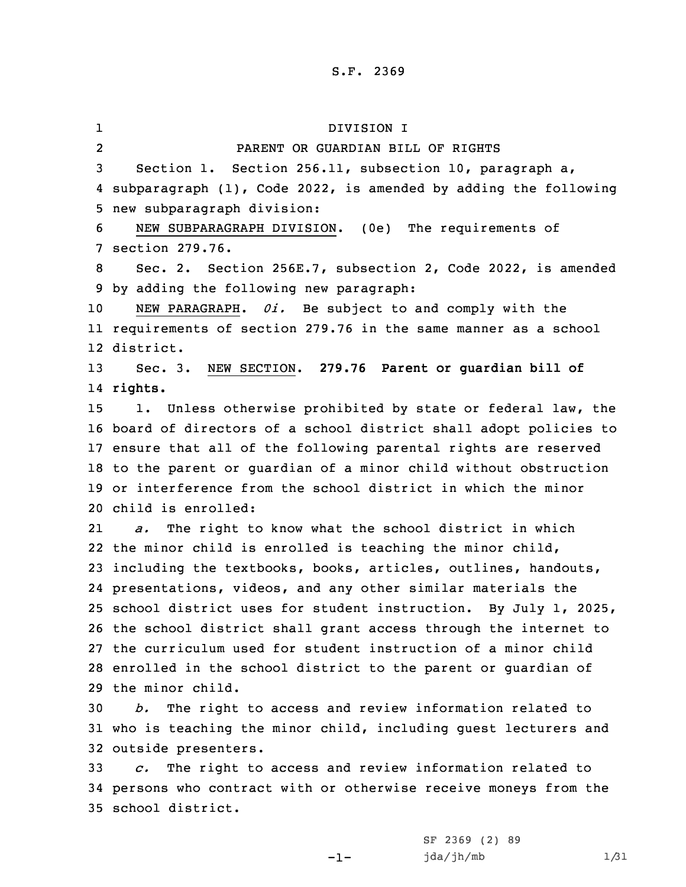# DIVISION I

## PARENT OR GUARDIAN BILL OF RIGHTS

Section 1. Section 256.11, subsection 10, paragraph a, subparagraph (1), Code 2022, is amended by adding the following new subparagraph division:

NEW SUBPARAGRAPH DIVISION. (0e) The requirements of section 279.76.

Sec. 2. Section 256E.7, subsection 2, Code 2022, is amended by adding the following new paragraph:

NEW PARAGRAPH. *0i.* Be subject to and comply with the requirements of section 279.76 in the same manner as a school district.

Sec. 3. NEW SECTION. **279.76 Parent or guardian bill of rights.**

1. Unless otherwise prohibited by state or federal law, the board of directors of a school district shall adopt policies to ensure that all of the following parental rights are reserved to the parent or guardian of a minor child without obstruction or interference from the school district in which the minor child is enrolled:

*a.* The right to know what the school district in which the minor child is enrolled is teaching the minor child, including the textbooks, books, articles, outlines, handouts, presentations, videos, and any other similar materials the school district uses for student instruction. By July 1, 2025, the school district shall grant access through the internet to the curriculum used for student instruction of a minor child enrolled in the school district to the parent or guardian of the minor child.

*b.* The right to access and review information related to who is teaching the minor child, including guest lecturers and outside presenters.

*c.* The right to access and review information related to persons who contract with or otherwise receive moneys from the school district.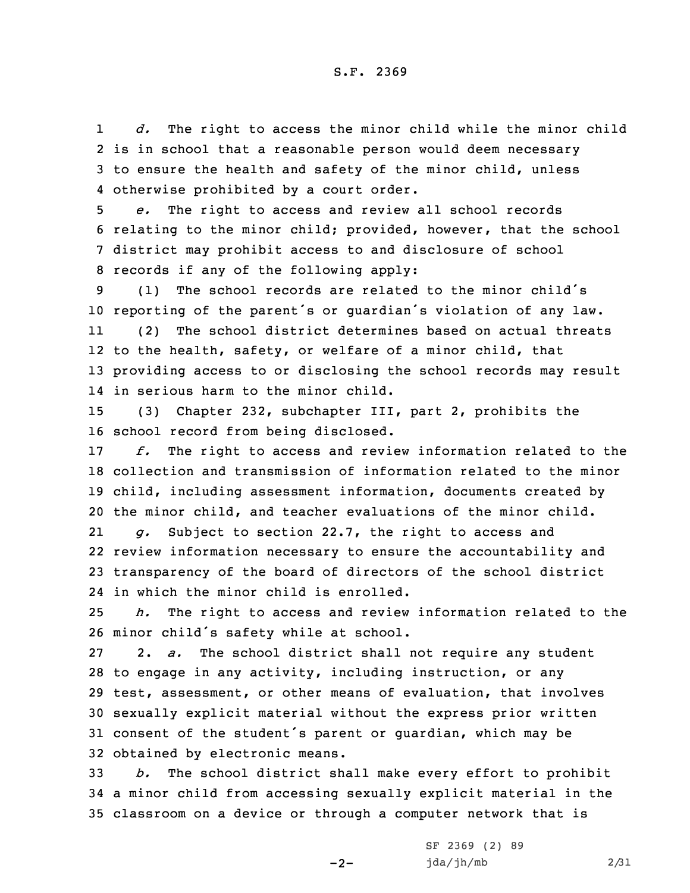*d.* The right to access the minor child while the minor child is in school that a reasonable person would deem necessary to ensure the health and safety of the minor child, unless otherwise prohibited by a court order.

*e.* The right to access and review all school records relating to the minor child; provided, however, that the school district may prohibit access to and disclosure of school records if any of the following apply:

(1) The school records are related to the minor child's reporting of the parent's or guardian's violation of any law.

(2) The school district determines based on actual threats to the health, safety, or welfare of a minor child, that providing access to or disclosing the school records may result in serious harm to the minor child.

(3) Chapter 232, subchapter III, part 2, prohibits the school record from being disclosed.

*f.* The right to access and review information related to the collection and transmission of information related to the minor child, including assessment information, documents created by the minor child, and teacher evaluations of the minor child.

*g.* Subject to section 22.7, the right to access and review information necessary to ensure the accountability and transparency of the board of directors of the school district in which the minor child is enrolled.

*h.* The right to access and review information related to the minor child's safety while at school.

2. *a.* The school district shall not require any student to engage in any activity, including instruction, or any test, assessment, or other means of evaluation, that involves sexually explicit material without the express prior written consent of the student's parent or guardian, which may be obtained by electronic means.

*b.* The school district shall make every effort to prohibit a minor child from accessing sexually explicit material in the classroom on a device or through a computer network that is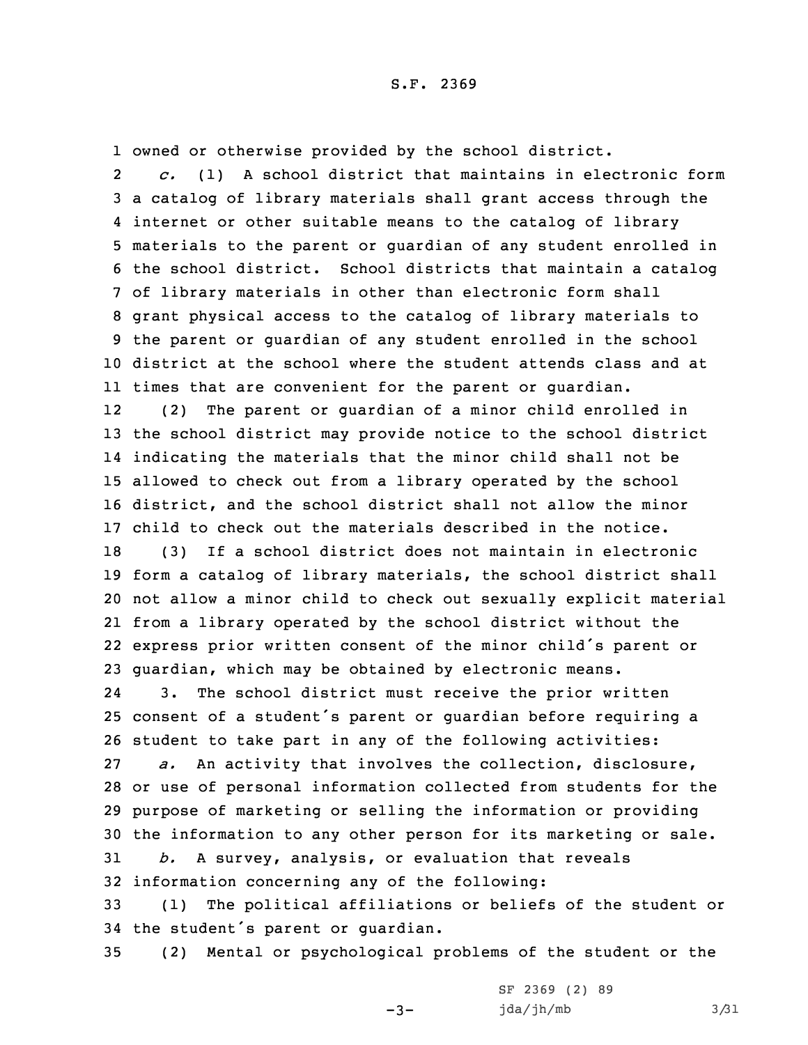owned or otherwise provided by the school district.

*c.* (1) A school district that maintains in electronic form a catalog of library materials shall grant access through the internet or other suitable means to the catalog of library materials to the parent or guardian of any student enrolled in the school district. School districts that maintain a catalog of library materials in other than electronic form shall grant physical access to the catalog of library materials to the parent or guardian of any student enrolled in the school district at the school where the student attends class and at times that are convenient for the parent or guardian.

(2) The parent or guardian of a minor child enrolled in the school district may provide notice to the school district indicating the materials that the minor child shall not be allowed to check out from a library operated by the school district, and the school district shall not allow the minor child to check out the materials described in the notice.

(3) If a school district does not maintain in electronic form a catalog of library materials, the school district shall not allow a minor child to check out sexually explicit material from a library operated by the school district without the express prior written consent of the minor child's parent or guardian, which may be obtained by electronic means.

3. The school district must receive the prior written consent of a student's parent or guardian before requiring a student to take part in any of the following activities:

*a.* An activity that involves the collection, disclosure, or use of personal information collected from students for the purpose of marketing or selling the information or providing the information to any other person for its marketing or sale.

*b.* A survey, analysis, or evaluation that reveals information concerning any of the following:

(1) The political affiliations or beliefs of the student or the student's parent or guardian.

(2) Mental or psychological problems of the student or the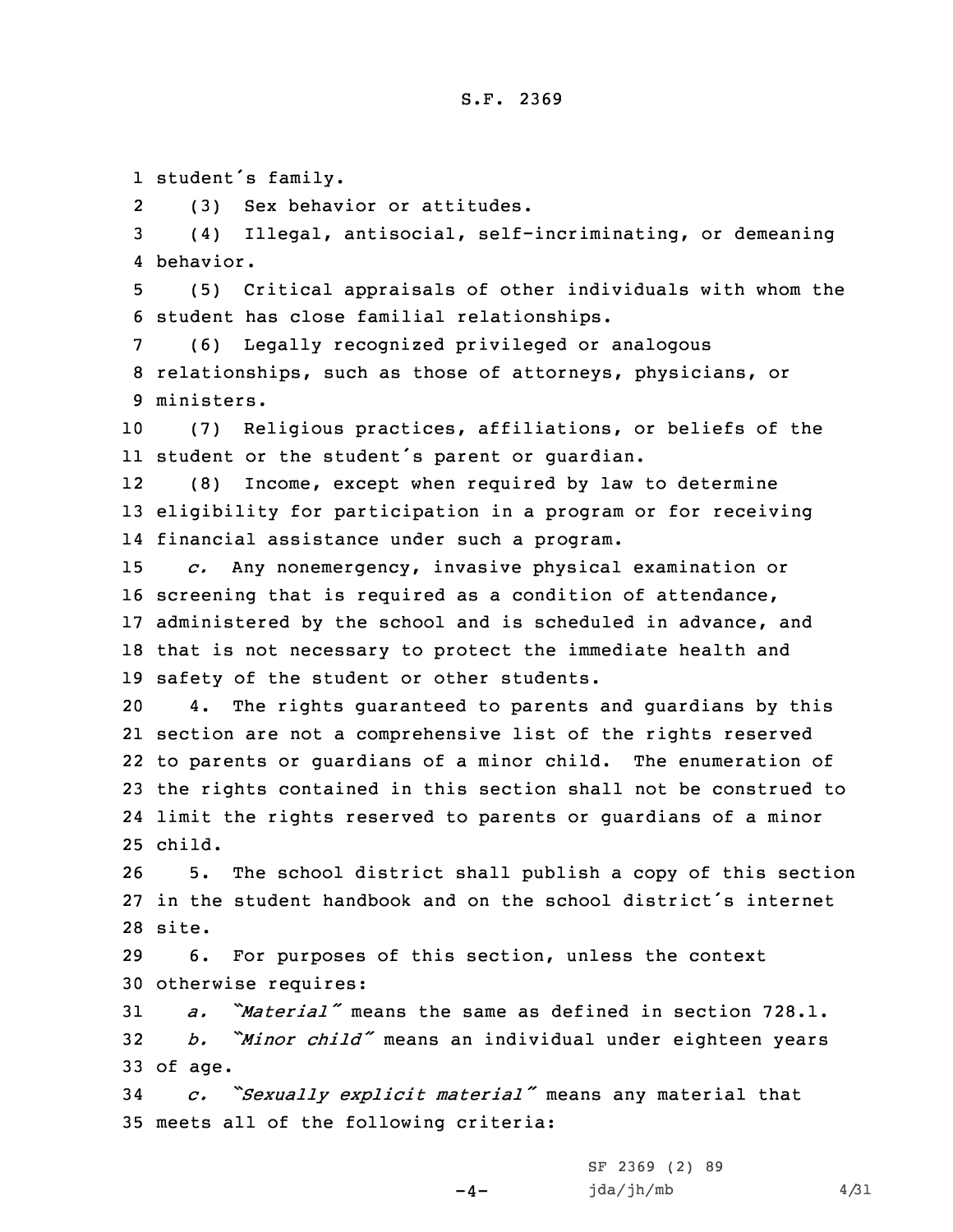student's family.

(3) Sex behavior or attitudes.

(4) Illegal, antisocial, self-incriminating, or demeaning behavior.

(5) Critical appraisals of other individuals with whom the student has close familial relationships.

(6) Legally recognized privileged or analogous relationships, such as those of attorneys, physicians, or ministers.

(7) Religious practices, affiliations, or beliefs of the student or the student's parent or guardian.

(8) Income, except when required by law to determine eligibility for participation in a program or for receiving financial assistance under such a program.

*c.* Any nonemergency, invasive physical examination or screening that is required as a condition of attendance, administered by the school and is scheduled in advance, and that is not necessary to protect the immediate health and safety of the student or other students.

4. The rights guaranteed to parents and guardians by this section are not a comprehensive list of the rights reserved to parents or guardians of a minor child. The enumeration of the rights contained in this section shall not be construed to limit the rights reserved to parents or guardians of a minor child.

5. The school district shall publish a copy of this section in the student handbook and on the school district's internet site.

6. For purposes of this section, unless the context otherwise requires:

*a.* *"Material"* means the same as defined in section 728.1.

*b.* *"Minor child"* means an individual under eighteen years of age.

*c.* *"Sexually explicit material"* means any material that meets all of the following criteria: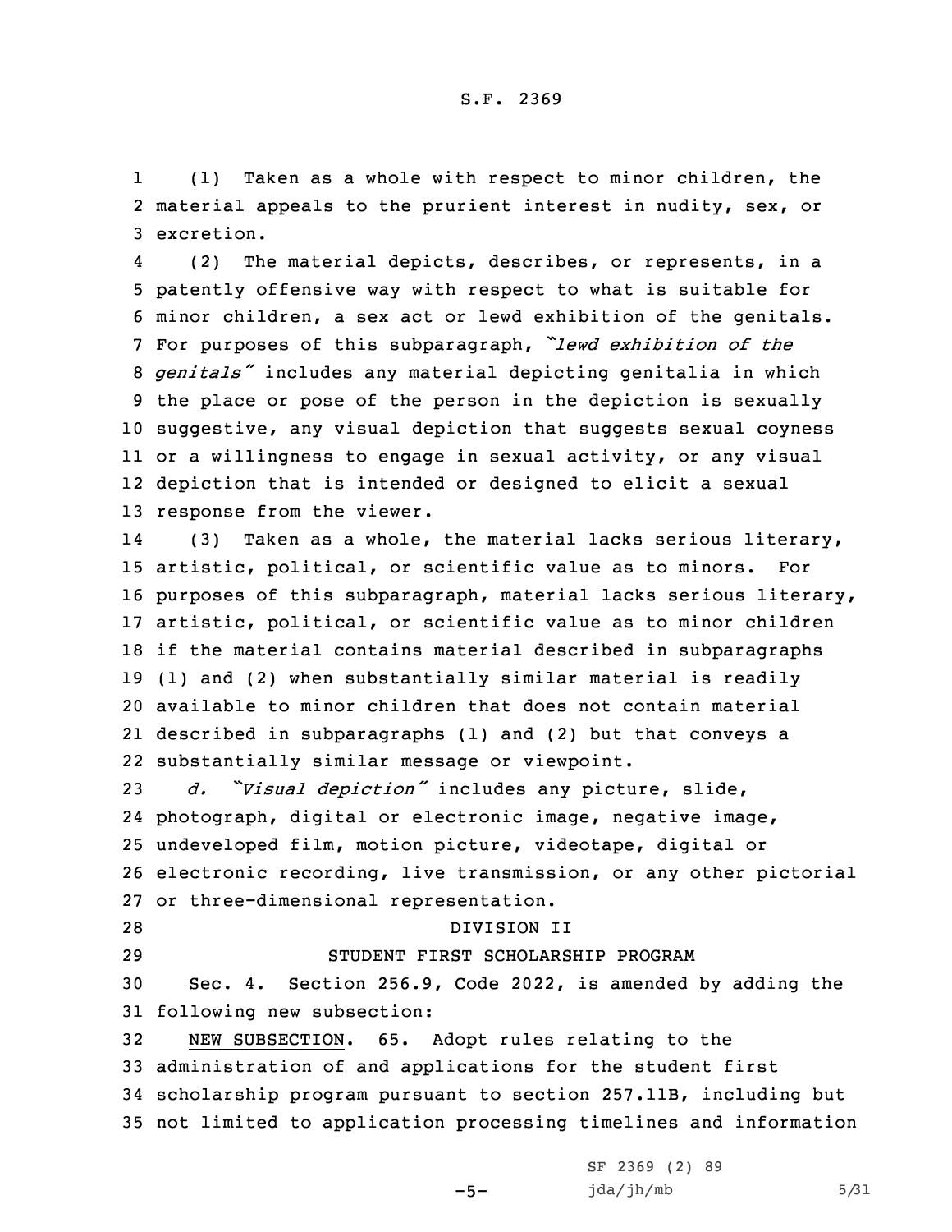(1) Taken as a whole with respect to minor children, the material appeals to the prurient interest in nudity, sex, or excretion.

(2) The material depicts, describes, or represents, in a patently offensive way with respect to what is suitable for minor children, a sex act or lewd exhibition of the genitals. For purposes of this subparagraph, *"lewd exhibition of the genitals"* includes any material depicting genitalia in which the place or pose of the person in the depiction is sexually suggestive, any visual depiction that suggests sexual coyness or a willingness to engage in sexual activity, or any visual depiction that is intended or designed to elicit a sexual response from the viewer.

(3) Taken as a whole, the material lacks serious literary, artistic, political, or scientific value as to minors. For purposes of this subparagraph, material lacks serious literary, artistic, political, or scientific value as to minor children if the material contains material described in subparagraphs (1) and (2) when substantially similar material is readily available to minor children that does not contain material described in subparagraphs (1) and (2) but that conveys a substantially similar message or viewpoint.

*d. "Visual depiction"* includes any picture, slide, photograph, digital or electronic image, negative image, undeveloped film, motion picture, videotape, digital or electronic recording, live transmission, or any other pictorial or three-dimensional representation.

DIVISION II

STUDENT FIRST SCHOLARSHIP PROGRAM

Sec. 4. Section 256.9, Code 2022, is amended by adding the following new subsection:

NEW SUBSECTION. 65. Adopt rules relating to the administration of and applications for the student first scholarship program pursuant to section 257.11B, including but not limited to application processing timelines and information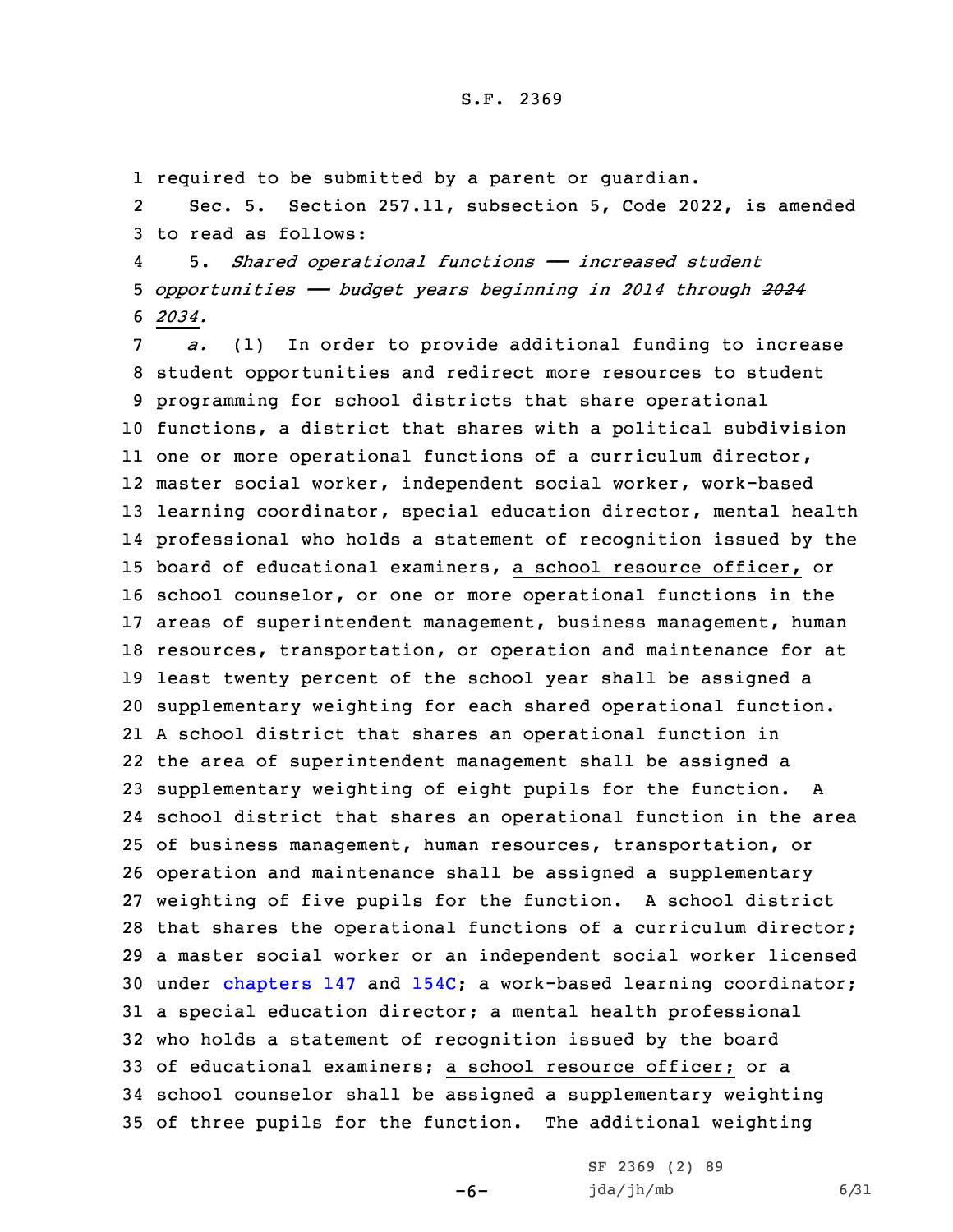required to be submitted by a parent or guardian.

Sec. 5. Section 257.11, subsection 5, Code 2022, is amended to read as follows:

5. *Shared operational functions —— increased student opportunities —— budget years beginning in 2014 through ~~2024~~ 2034.*

*a.* (1) In order to provide additional funding to increase student opportunities and redirect more resources to student programming for school districts that share operational functions, a district that shares with a political subdivision one or more operational functions of a curriculum director, master social worker, independent social worker, work-based learning coordinator, special education director, mental health professional who holds a statement of recognition issued by the board of educational examiners, a school resource officer, or school counselor, or one or more operational functions in the areas of superintendent management, business management, human resources, transportation, or operation and maintenance for at least twenty percent of the school year shall be assigned a supplementary weighting for each shared operational function. A school district that shares an operational function in the area of superintendent management shall be assigned a supplementary weighting of eight pupils for the function. A school district that shares an operational function in the area of business management, human resources, transportation, or operation and maintenance shall be assigned a supplementary weighting of five pupils for the function. A school district that shares the operational functions of a curriculum director; a master social worker or an independent social worker licensed under chapters 147 and 154C; a work-based learning coordinator; a special education director; a mental health professional who holds a statement of recognition issued by the board of educational examiners; a school resource officer; or a school counselor shall be assigned a supplementary weighting of three pupils for the function. The additional weighting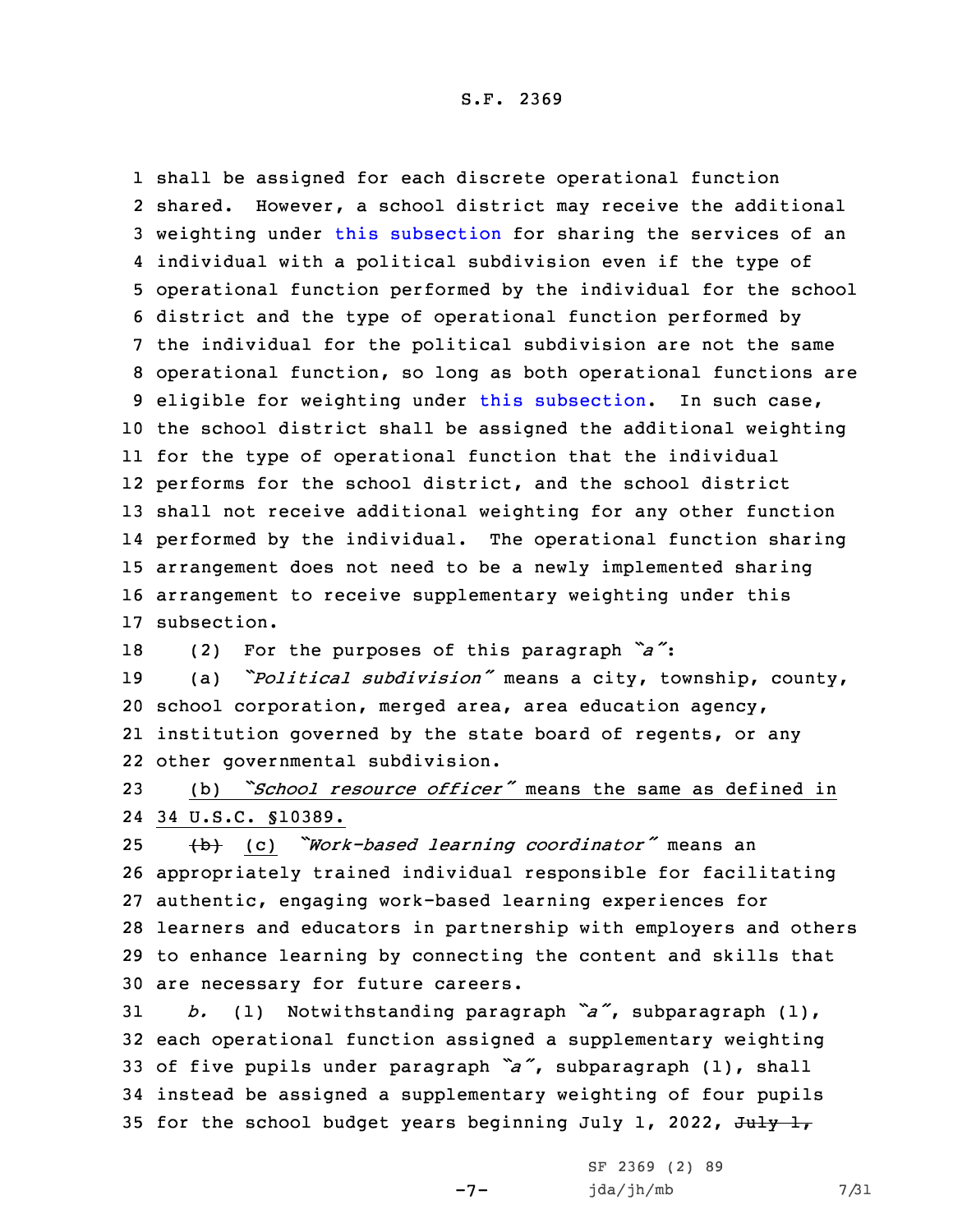shall be assigned for each discrete operational function shared. However, a school district may receive the additional weighting under this subsection for sharing the services of an individual with a political subdivision even if the type of operational function performed by the individual for the school district and the type of operational function performed by the individual for the political subdivision are not the same operational function, so long as both operational functions are eligible for weighting under this subsection. In such case, the school district shall be assigned the additional weighting for the type of operational function that the individual performs for the school district, and the school district shall not receive additional weighting for any other function performed by the individual. The operational function sharing arrangement does not need to be a newly implemented sharing arrangement to receive supplementary weighting under this subsection.

(2) For the purposes of this paragraph *"a"*:

(a) *"Political subdivision"* means a city, township, county, school corporation, merged area, area education agency, institution governed by the state board of regents, or any other governmental subdivision.

(b) *"School resource officer"* means the same as defined in 34 U.S.C. §10389.

~~(b)~~ (c) *"Work-based learning coordinator"* means an appropriately trained individual responsible for facilitating authentic, engaging work-based learning experiences for learners and educators in partnership with employers and others to enhance learning by connecting the content and skills that are necessary for future careers.

*b.* (1) Notwithstanding paragraph *"a"*, subparagraph (1), each operational function assigned a supplementary weighting of five pupils under paragraph *"a"*, subparagraph (1), shall instead be assigned a supplementary weighting of four pupils for the school budget years beginning July 1, 2022, ~~July 1,~~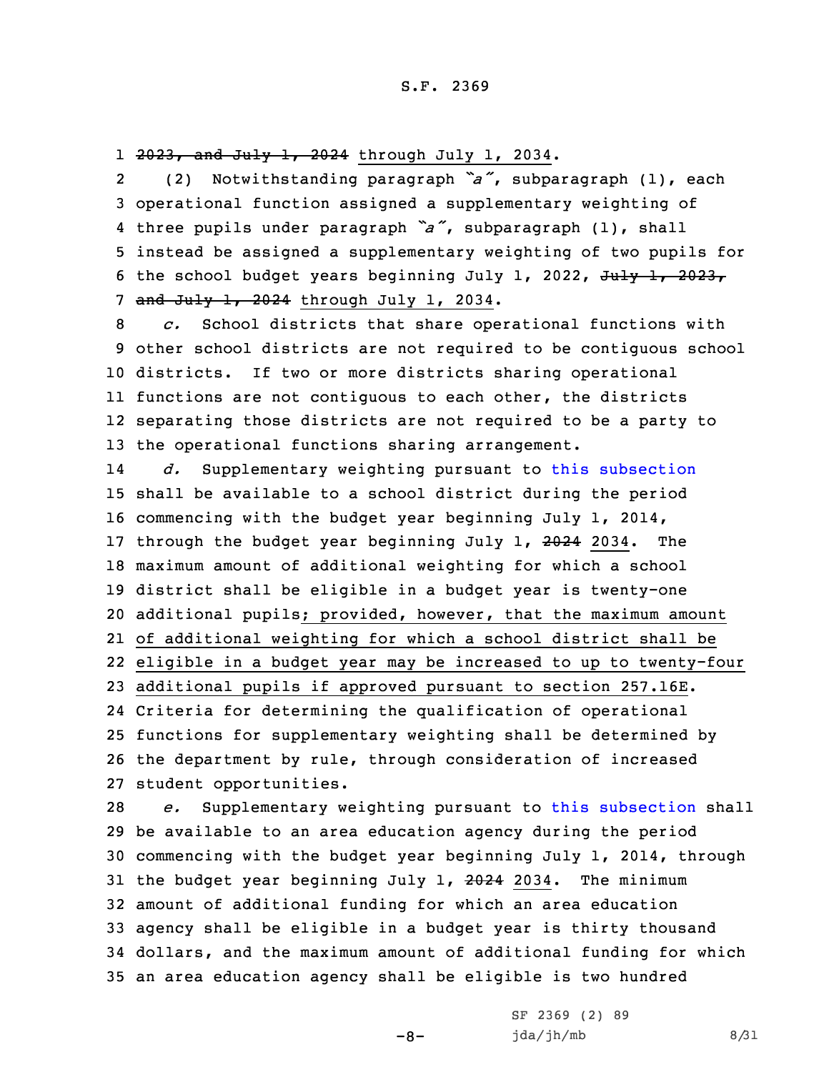~~2023, and July 1, 2024~~ through July 1, 2034.

(2) Notwithstanding paragraph *"a"*, subparagraph (1), each operational function assigned a supplementary weighting of three pupils under paragraph *"a"*, subparagraph (1), shall instead be assigned a supplementary weighting of two pupils for the school budget years beginning July 1, 2022, ~~July 1, 2023, and July 1, 2024~~ through July 1, 2034.

*c.* School districts that share operational functions with other school districts are not required to be contiguous school districts. If two or more districts sharing operational functions are not contiguous to each other, the districts separating those districts are not required to be a party to the operational functions sharing arrangement.

*d.* Supplementary weighting pursuant to this subsection shall be available to a school district during the period commencing with the budget year beginning July 1, 2014, through the budget year beginning July 1, ~~2024~~ 2034. The maximum amount of additional weighting for which a school district shall be eligible in a budget year is twenty-one additional pupils; provided, however, that the maximum amount of additional weighting for which a school district shall be eligible in a budget year may be increased to up to twenty-four additional pupils if approved pursuant to section 257.16E. Criteria for determining the qualification of operational functions for supplementary weighting shall be determined by the department by rule, through consideration of increased student opportunities.

*e.* Supplementary weighting pursuant to this subsection shall be available to an area education agency during the period commencing with the budget year beginning July 1, 2014, through the budget year beginning July 1, ~~2024~~ 2034. The minimum amount of additional funding for which an area education agency shall be eligible in a budget year is thirty thousand dollars, and the maximum amount of additional funding for which an area education agency shall be eligible is two hundred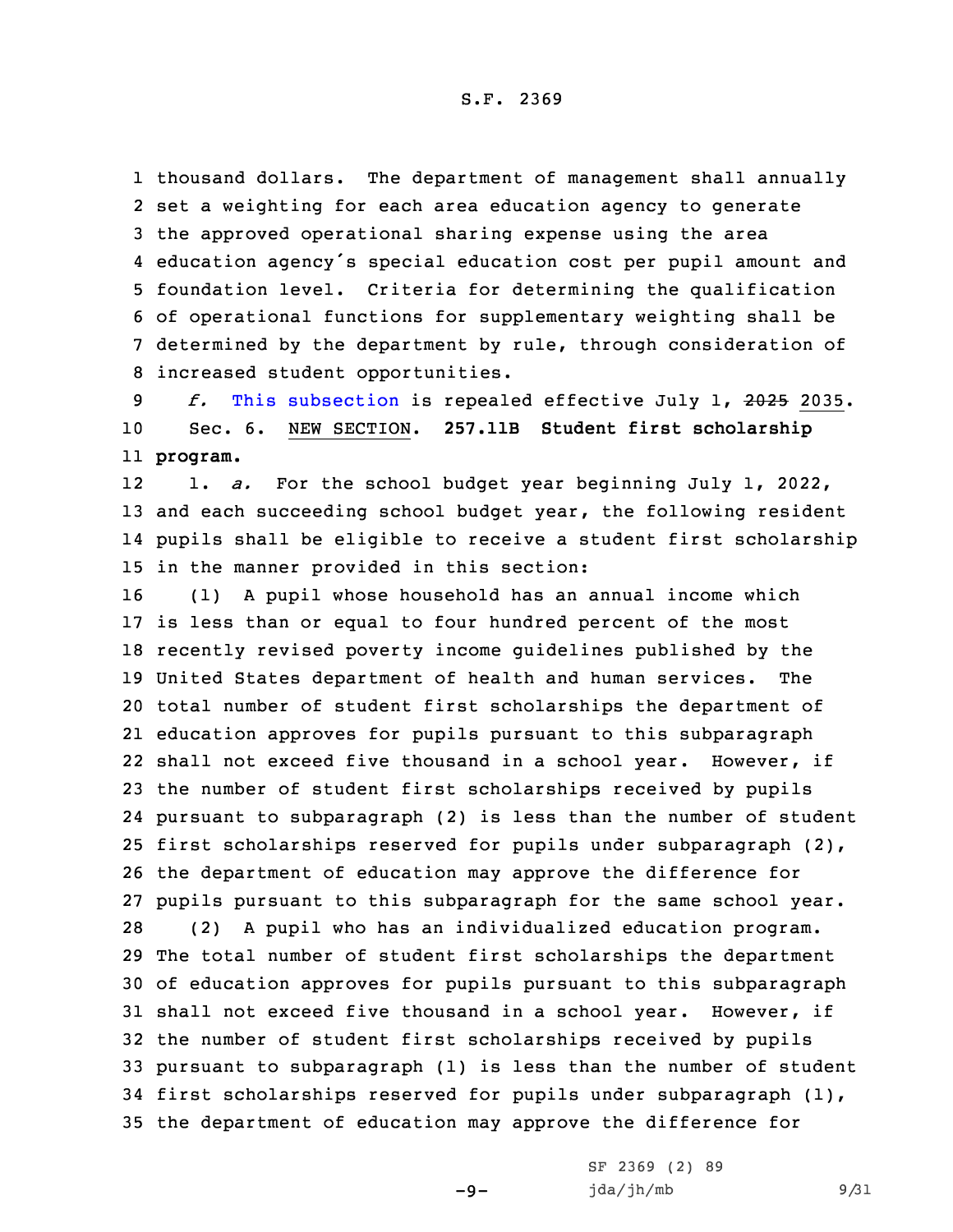thousand dollars. The department of management shall annually set a weighting for each area education agency to generate the approved operational sharing expense using the area education agency's special education cost per pupil amount and foundation level. Criteria for determining the qualification of operational functions for supplementary weighting shall be determined by the department by rule, through consideration of increased student opportunities.

*f.* This subsection is repealed effective July 1, ~~2025~~ 2035.

Sec. 6. NEW SECTION. **257.11B Student first scholarship program.**

1. *a.* For the school budget year beginning July 1, 2022, and each succeeding school budget year, the following resident pupils shall be eligible to receive a student first scholarship in the manner provided in this section:

(1) A pupil whose household has an annual income which is less than or equal to four hundred percent of the most recently revised poverty income guidelines published by the United States department of health and human services. The total number of student first scholarships the department of education approves for pupils pursuant to this subparagraph shall not exceed five thousand in a school year. However, if the number of student first scholarships received by pupils pursuant to subparagraph (2) is less than the number of student first scholarships reserved for pupils under subparagraph (2), the department of education may approve the difference for pupils pursuant to this subparagraph for the same school year.

(2) A pupil who has an individualized education program. The total number of student first scholarships the department of education approves for pupils pursuant to this subparagraph shall not exceed five thousand in a school year. However, if the number of student first scholarships received by pupils pursuant to subparagraph (1) is less than the number of student first scholarships reserved for pupils under subparagraph (1), the department of education may approve the difference for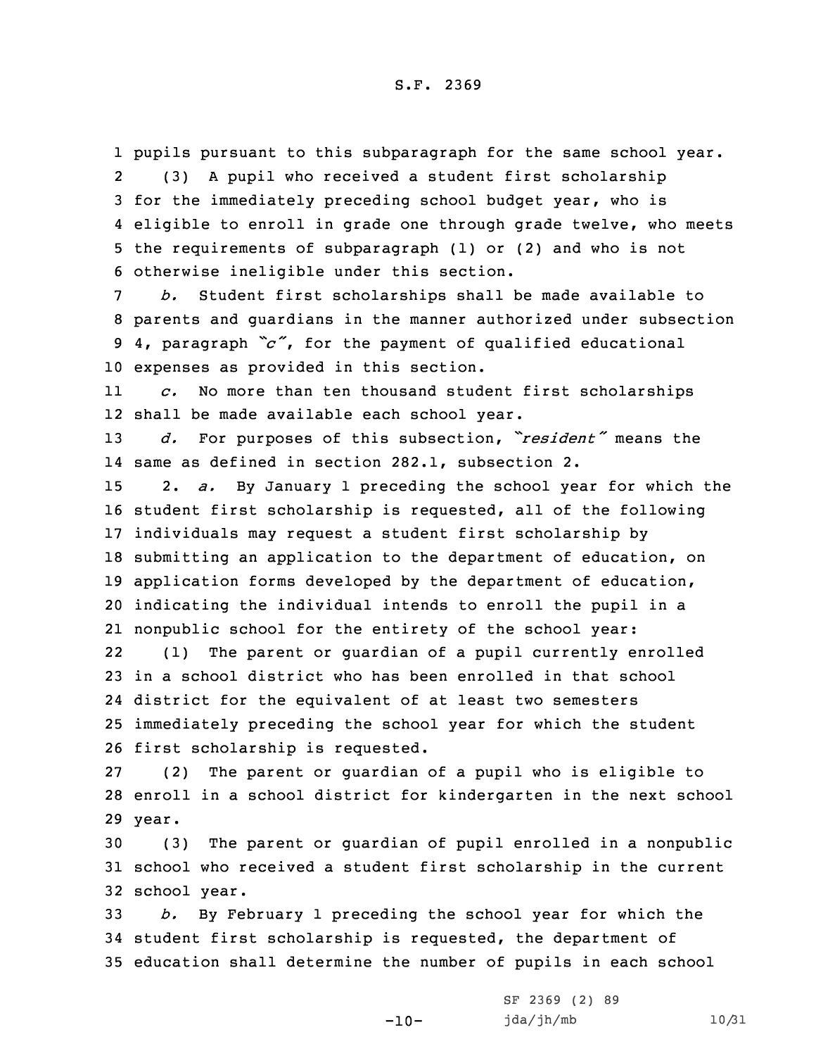pupils pursuant to this subparagraph for the same school year.

(3) A pupil who received a student first scholarship for the immediately preceding school budget year, who is eligible to enroll in grade one through grade twelve, who meets the requirements of subparagraph (1) or (2) and who is not otherwise ineligible under this section.

*b.* Student first scholarships shall be made available to parents and guardians in the manner authorized under subsection 4, paragraph *"c"*, for the payment of qualified educational expenses as provided in this section.

*c.* No more than ten thousand student first scholarships shall be made available each school year.

*d.* For purposes of this subsection, *"resident"* means the same as defined in section 282.1, subsection 2.

2. *a.* By January 1 preceding the school year for which the student first scholarship is requested, all of the following individuals may request a student first scholarship by submitting an application to the department of education, on application forms developed by the department of education, indicating the individual intends to enroll the pupil in a nonpublic school for the entirety of the school year:

(1) The parent or guardian of a pupil currently enrolled in a school district who has been enrolled in that school district for the equivalent of at least two semesters immediately preceding the school year for which the student first scholarship is requested.

(2) The parent or guardian of a pupil who is eligible to enroll in a school district for kindergarten in the next school year.

(3) The parent or guardian of pupil enrolled in a nonpublic school who received a student first scholarship in the current school year.

*b.* By February 1 preceding the school year for which the student first scholarship is requested, the department of education shall determine the number of pupils in each school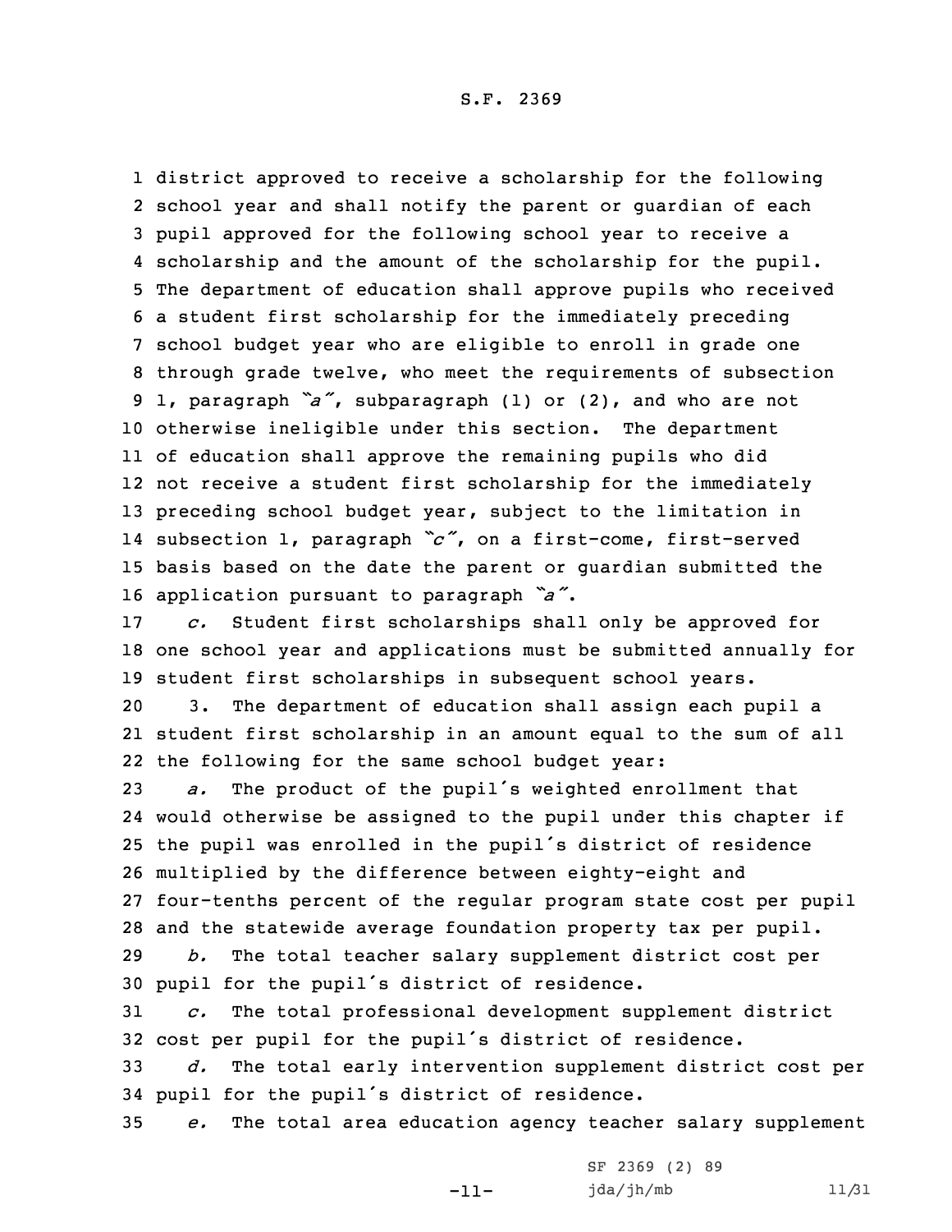district approved to receive a scholarship for the following school year and shall notify the parent or guardian of each pupil approved for the following school year to receive a scholarship and the amount of the scholarship for the pupil. The department of education shall approve pupils who received a student first scholarship for the immediately preceding school budget year who are eligible to enroll in grade one through grade twelve, who meet the requirements of subsection 1, paragraph *"a"*, subparagraph (1) or (2), and who are not otherwise ineligible under this section. The department of education shall approve the remaining pupils who did not receive a student first scholarship for the immediately preceding school budget year, subject to the limitation in subsection 1, paragraph *"c"*, on a first-come, first-served basis based on the date the parent or guardian submitted the application pursuant to paragraph *"a"*.

*c.* Student first scholarships shall only be approved for one school year and applications must be submitted annually for student first scholarships in subsequent school years.

3. The department of education shall assign each pupil a student first scholarship in an amount equal to the sum of all the following for the same school budget year:

*a.* The product of the pupil's weighted enrollment that would otherwise be assigned to the pupil under this chapter if the pupil was enrolled in the pupil's district of residence multiplied by the difference between eighty-eight and four-tenths percent of the regular program state cost per pupil and the statewide average foundation property tax per pupil.

*b.* The total teacher salary supplement district cost per pupil for the pupil's district of residence.

*c.* The total professional development supplement district cost per pupil for the pupil's district of residence.

*d.* The total early intervention supplement district cost per pupil for the pupil's district of residence.

*e.* The total area education agency teacher salary supplement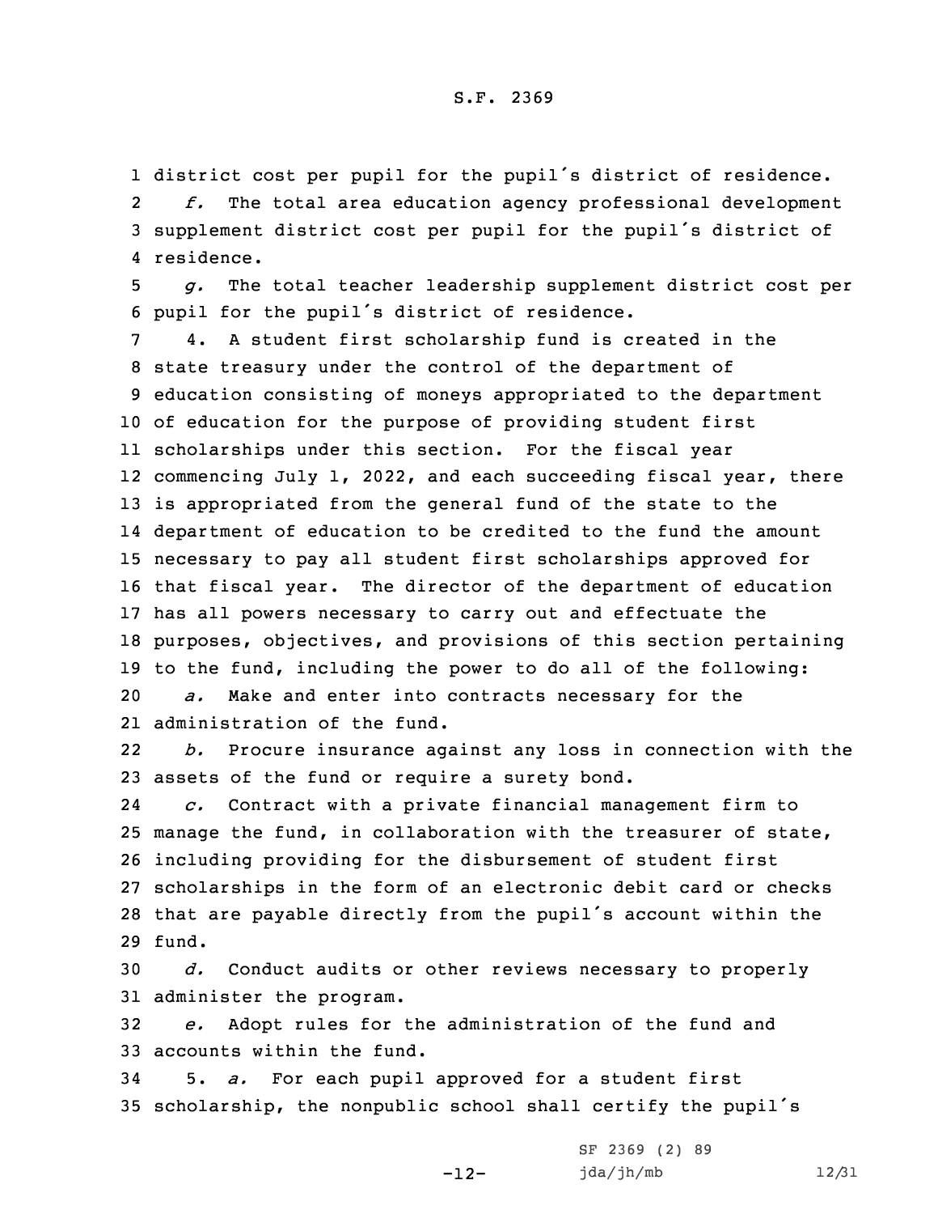district cost per pupil for the pupil's district of residence.

*f.* The total area education agency professional development supplement district cost per pupil for the pupil's district of residence.

*g.* The total teacher leadership supplement district cost per pupil for the pupil's district of residence.

4. A student first scholarship fund is created in the state treasury under the control of the department of education consisting of moneys appropriated to the department of education for the purpose of providing student first scholarships under this section. For the fiscal year commencing July 1, 2022, and each succeeding fiscal year, there is appropriated from the general fund of the state to the department of education to be credited to the fund the amount necessary to pay all student first scholarships approved for that fiscal year. The director of the department of education has all powers necessary to carry out and effectuate the purposes, objectives, and provisions of this section pertaining to the fund, including the power to do all of the following:

*a.* Make and enter into contracts necessary for the administration of the fund.

*b.* Procure insurance against any loss in connection with the assets of the fund or require a surety bond.

*c.* Contract with a private financial management firm to manage the fund, in collaboration with the treasurer of state, including providing for the disbursement of student first scholarships in the form of an electronic debit card or checks that are payable directly from the pupil's account within the fund.

*d.* Conduct audits or other reviews necessary to properly administer the program.

*e.* Adopt rules for the administration of the fund and accounts within the fund.

5. *a.* For each pupil approved for a student first scholarship, the nonpublic school shall certify the pupil's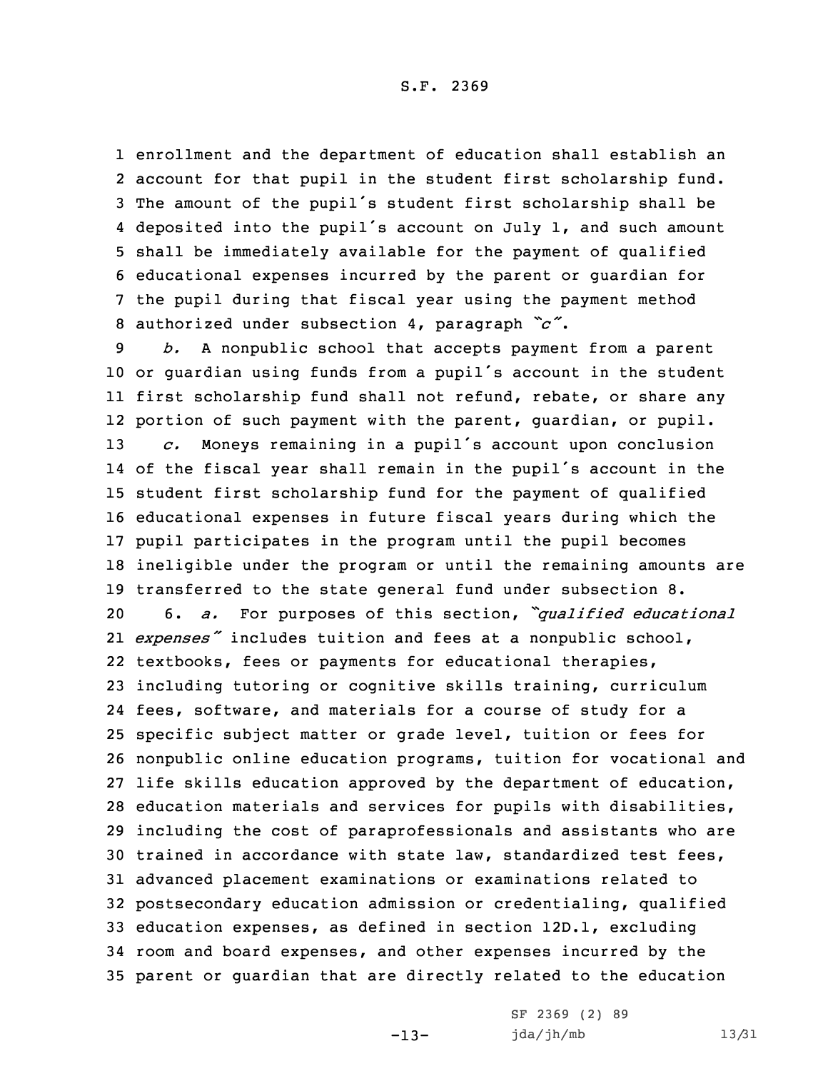enrollment and the department of education shall establish an account for that pupil in the student first scholarship fund. The amount of the pupil's student first scholarship shall be deposited into the pupil's account on July 1, and such amount shall be immediately available for the payment of qualified educational expenses incurred by the parent or guardian for the pupil during that fiscal year using the payment method authorized under subsection 4, paragraph *"c"*.

*b.* A nonpublic school that accepts payment from a parent or guardian using funds from a pupil's account in the student first scholarship fund shall not refund, rebate, or share any portion of such payment with the parent, guardian, or pupil.

*c.* Moneys remaining in a pupil's account upon conclusion of the fiscal year shall remain in the pupil's account in the student first scholarship fund for the payment of qualified educational expenses in future fiscal years during which the pupil participates in the program until the pupil becomes ineligible under the program or until the remaining amounts are transferred to the state general fund under subsection 8.

6. *a.* For purposes of this section, *"qualified educational expenses"* includes tuition and fees at a nonpublic school, textbooks, fees or payments for educational therapies, including tutoring or cognitive skills training, curriculum fees, software, and materials for a course of study for a specific subject matter or grade level, tuition or fees for nonpublic online education programs, tuition for vocational and life skills education approved by the department of education, education materials and services for pupils with disabilities, including the cost of paraprofessionals and assistants who are trained in accordance with state law, standardized test fees, advanced placement examinations or examinations related to postsecondary education admission or credentialing, qualified education expenses, as defined in section 12D.1, excluding room and board expenses, and other expenses incurred by the parent or guardian that are directly related to the education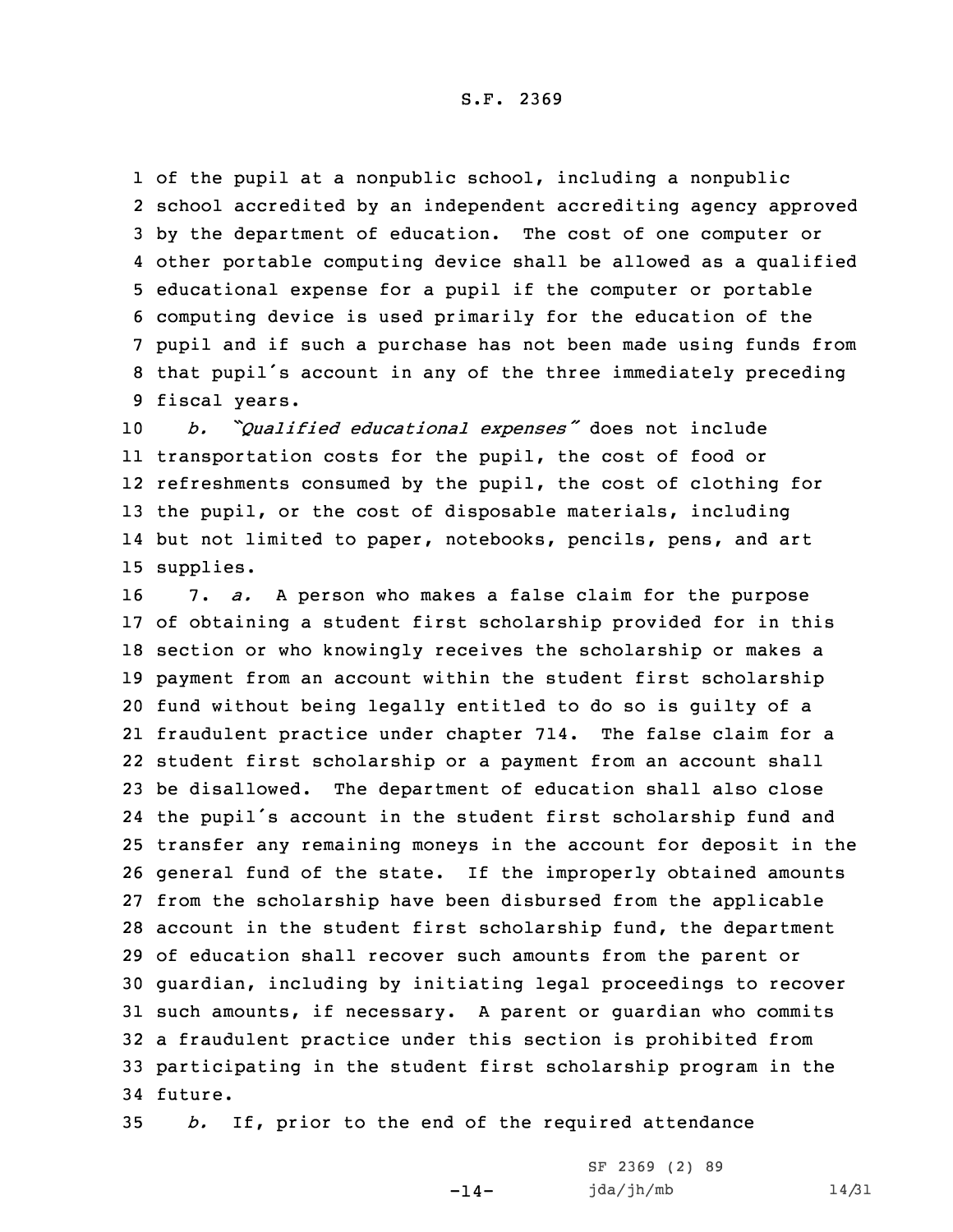of the pupil at a nonpublic school, including a nonpublic school accredited by an independent accrediting agency approved by the department of education. The cost of one computer or other portable computing device shall be allowed as a qualified educational expense for a pupil if the computer or portable computing device is used primarily for the education of the pupil and if such a purchase has not been made using funds from that pupil's account in any of the three immediately preceding fiscal years.

*b. "Qualified educational expenses"* does not include transportation costs for the pupil, the cost of food or refreshments consumed by the pupil, the cost of clothing for the pupil, or the cost of disposable materials, including but not limited to paper, notebooks, pencils, pens, and art supplies.

7. *a.* A person who makes a false claim for the purpose of obtaining a student first scholarship provided for in this section or who knowingly receives the scholarship or makes a payment from an account within the student first scholarship fund without being legally entitled to do so is guilty of a fraudulent practice under chapter 714. The false claim for a student first scholarship or a payment from an account shall be disallowed. The department of education shall also close the pupil's account in the student first scholarship fund and transfer any remaining moneys in the account for deposit in the general fund of the state. If the improperly obtained amounts from the scholarship have been disbursed from the applicable account in the student first scholarship fund, the department of education shall recover such amounts from the parent or guardian, including by initiating legal proceedings to recover such amounts, if necessary. A parent or guardian who commits a fraudulent practice under this section is prohibited from participating in the student first scholarship program in the future.

*b.* If, prior to the end of the required attendance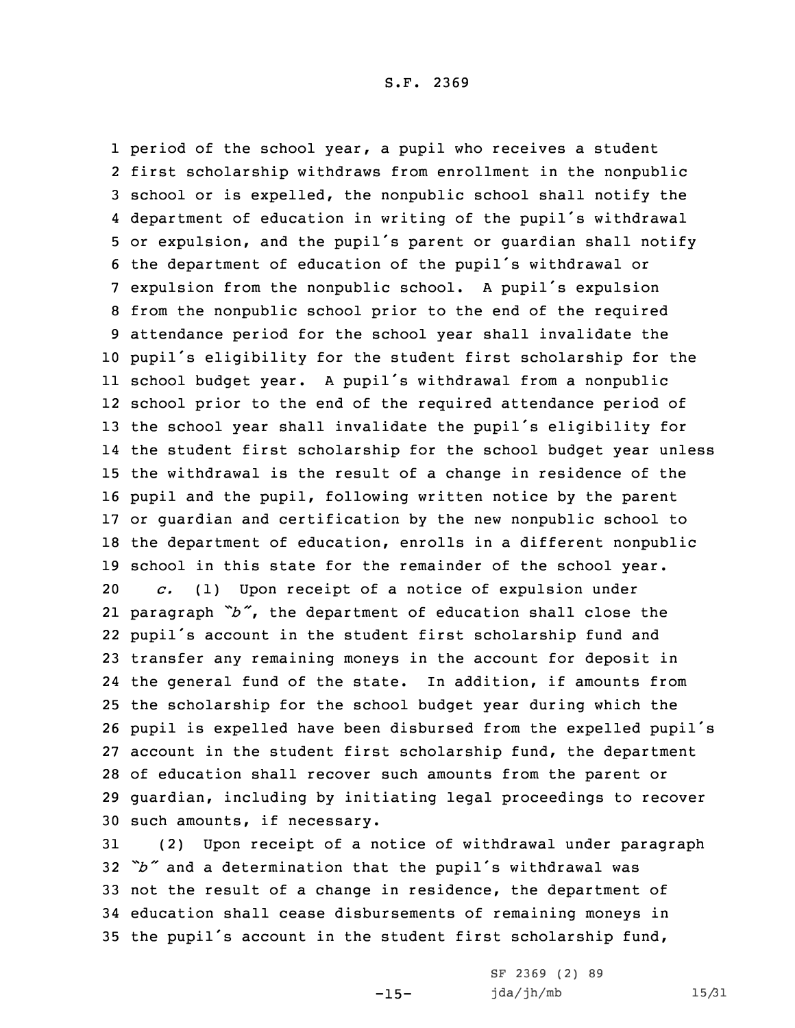period of the school year, a pupil who receives a student first scholarship withdraws from enrollment in the nonpublic school or is expelled, the nonpublic school shall notify the department of education in writing of the pupil's withdrawal or expulsion, and the pupil's parent or guardian shall notify the department of education of the pupil's withdrawal or expulsion from the nonpublic school. A pupil's expulsion from the nonpublic school prior to the end of the required attendance period for the school year shall invalidate the pupil's eligibility for the student first scholarship for the school budget year. A pupil's withdrawal from a nonpublic school prior to the end of the required attendance period of the school year shall invalidate the pupil's eligibility for the student first scholarship for the school budget year unless the withdrawal is the result of a change in residence of the pupil and the pupil, following written notice by the parent or guardian and certification by the new nonpublic school to the department of education, enrolls in a different nonpublic school in this state for the remainder of the school year.

*c.* (1) Upon receipt of a notice of expulsion under paragraph *"b"*, the department of education shall close the pupil's account in the student first scholarship fund and transfer any remaining moneys in the account for deposit in the general fund of the state. In addition, if amounts from the scholarship for the school budget year during which the pupil is expelled have been disbursed from the expelled pupil's account in the student first scholarship fund, the department of education shall recover such amounts from the parent or guardian, including by initiating legal proceedings to recover such amounts, if necessary.

(2) Upon receipt of a notice of withdrawal under paragraph *"b"* and a determination that the pupil's withdrawal was not the result of a change in residence, the department of education shall cease disbursements of remaining moneys in the pupil's account in the student first scholarship fund,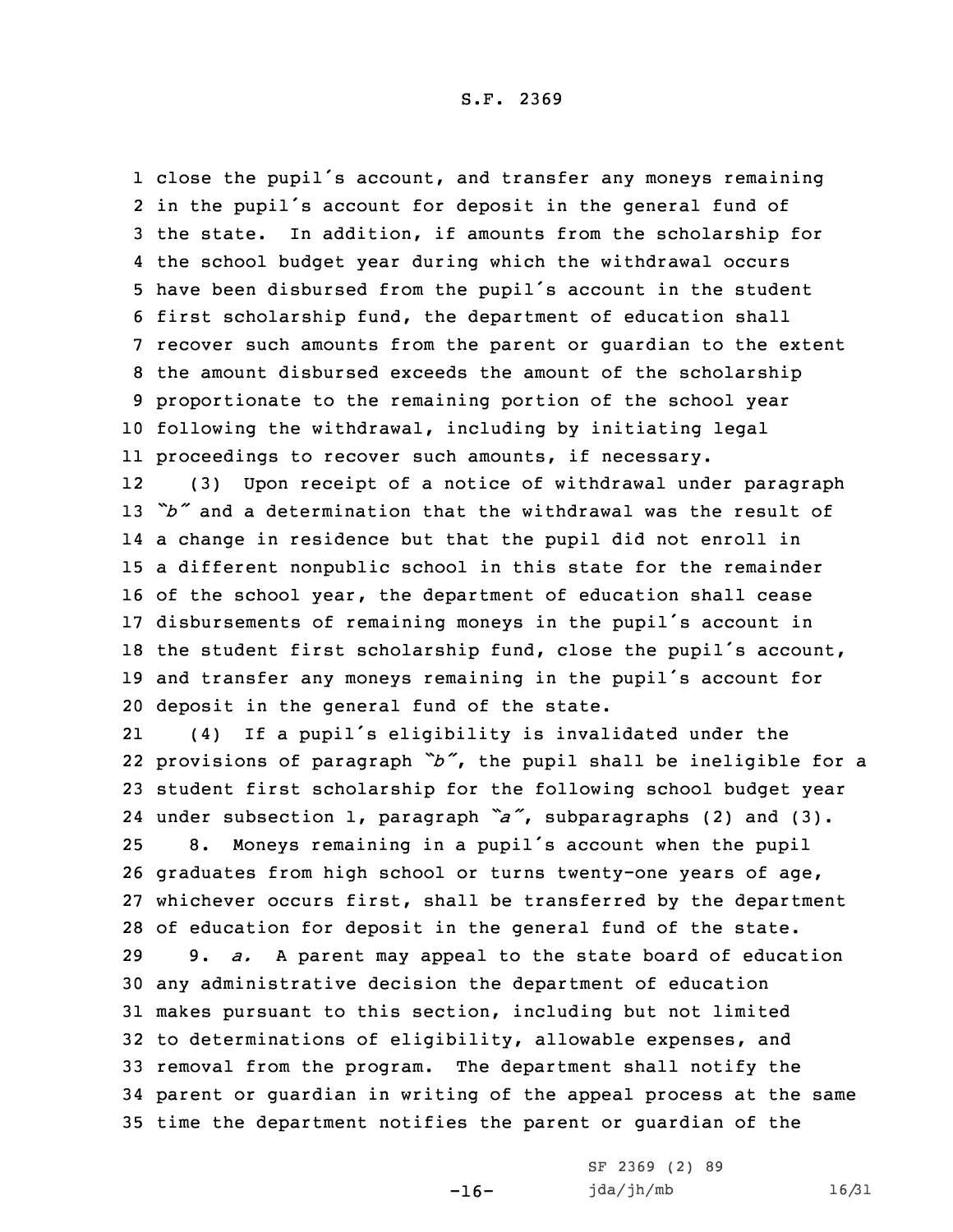close the pupil's account, and transfer any moneys remaining in the pupil's account for deposit in the general fund of the state. In addition, if amounts from the scholarship for the school budget year during which the withdrawal occurs have been disbursed from the pupil's account in the student first scholarship fund, the department of education shall recover such amounts from the parent or guardian to the extent the amount disbursed exceeds the amount of the scholarship proportionate to the remaining portion of the school year following the withdrawal, including by initiating legal proceedings to recover such amounts, if necessary.

(3) Upon receipt of a notice of withdrawal under paragraph *"b"* and a determination that the withdrawal was the result of a change in residence but that the pupil did not enroll in a different nonpublic school in this state for the remainder of the school year, the department of education shall cease disbursements of remaining moneys in the pupil's account in the student first scholarship fund, close the pupil's account, and transfer any moneys remaining in the pupil's account for deposit in the general fund of the state.

(4) If a pupil's eligibility is invalidated under the provisions of paragraph *"b"*, the pupil shall be ineligible for a student first scholarship for the following school budget year under subsection 1, paragraph *"a"*, subparagraphs (2) and (3).

8. Moneys remaining in a pupil's account when the pupil graduates from high school or turns twenty-one years of age, whichever occurs first, shall be transferred by the department of education for deposit in the general fund of the state.

9. *a.* A parent may appeal to the state board of education any administrative decision the department of education makes pursuant to this section, including but not limited to determinations of eligibility, allowable expenses, and removal from the program. The department shall notify the parent or guardian in writing of the appeal process at the same time the department notifies the parent or guardian of the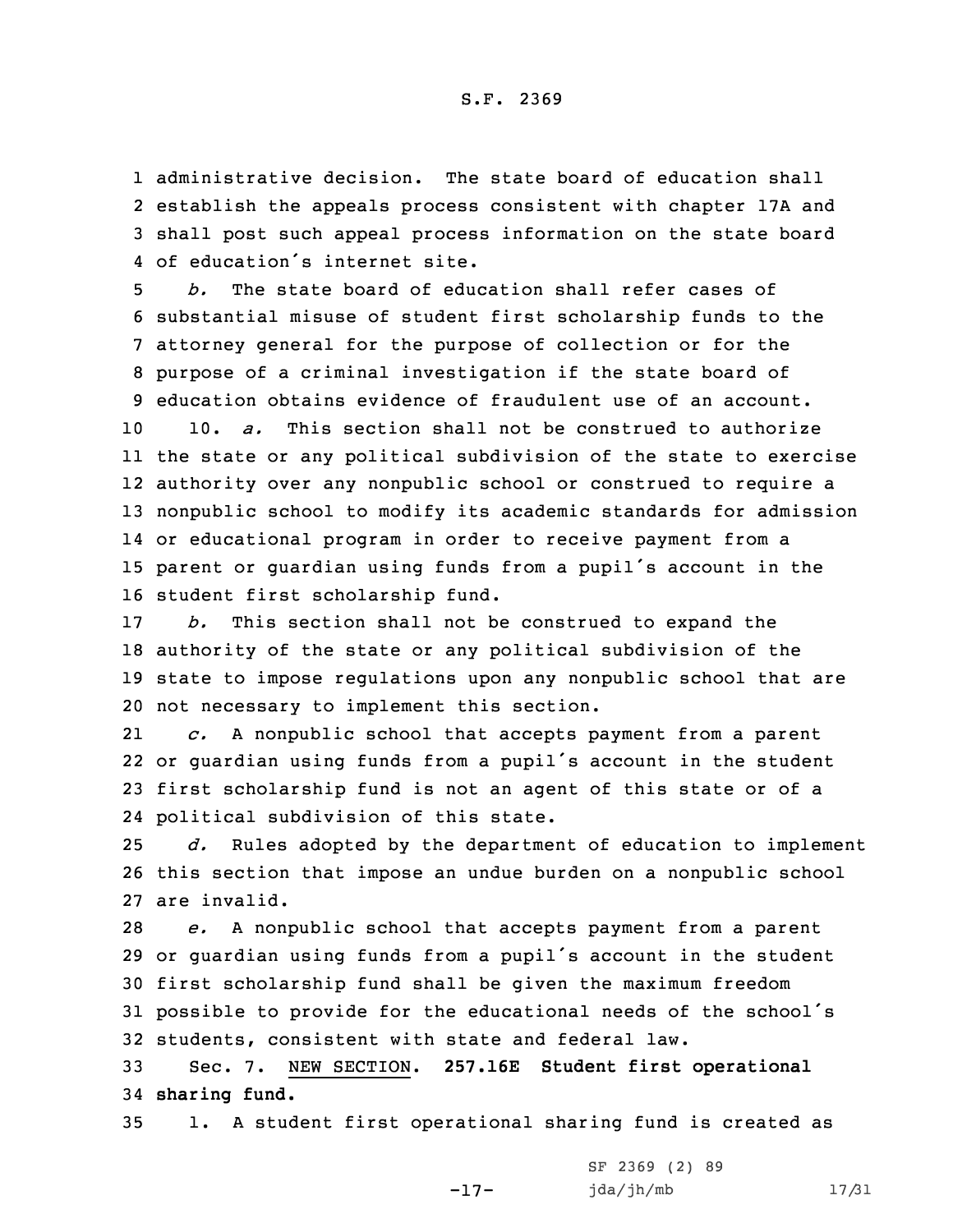administrative decision. The state board of education shall establish the appeals process consistent with chapter 17A and shall post such appeal process information on the state board of education's internet site.

*b.* The state board of education shall refer cases of substantial misuse of student first scholarship funds to the attorney general for the purpose of collection or for the purpose of a criminal investigation if the state board of education obtains evidence of fraudulent use of an account.

10. *a.* This section shall not be construed to authorize the state or any political subdivision of the state to exercise authority over any nonpublic school or construed to require a nonpublic school to modify its academic standards for admission or educational program in order to receive payment from a parent or guardian using funds from a pupil's account in the student first scholarship fund.

*b.* This section shall not be construed to expand the authority of the state or any political subdivision of the state to impose regulations upon any nonpublic school that are not necessary to implement this section.

*c.* A nonpublic school that accepts payment from a parent or guardian using funds from a pupil's account in the student first scholarship fund is not an agent of this state or of a political subdivision of this state.

*d.* Rules adopted by the department of education to implement this section that impose an undue burden on a nonpublic school are invalid.

*e.* A nonpublic school that accepts payment from a parent or guardian using funds from a pupil's account in the student first scholarship fund shall be given the maximum freedom possible to provide for the educational needs of the school's students, consistent with state and federal law.

Sec. 7. NEW SECTION. **257.16E Student first operational sharing fund.**

1. A student first operational sharing fund is created as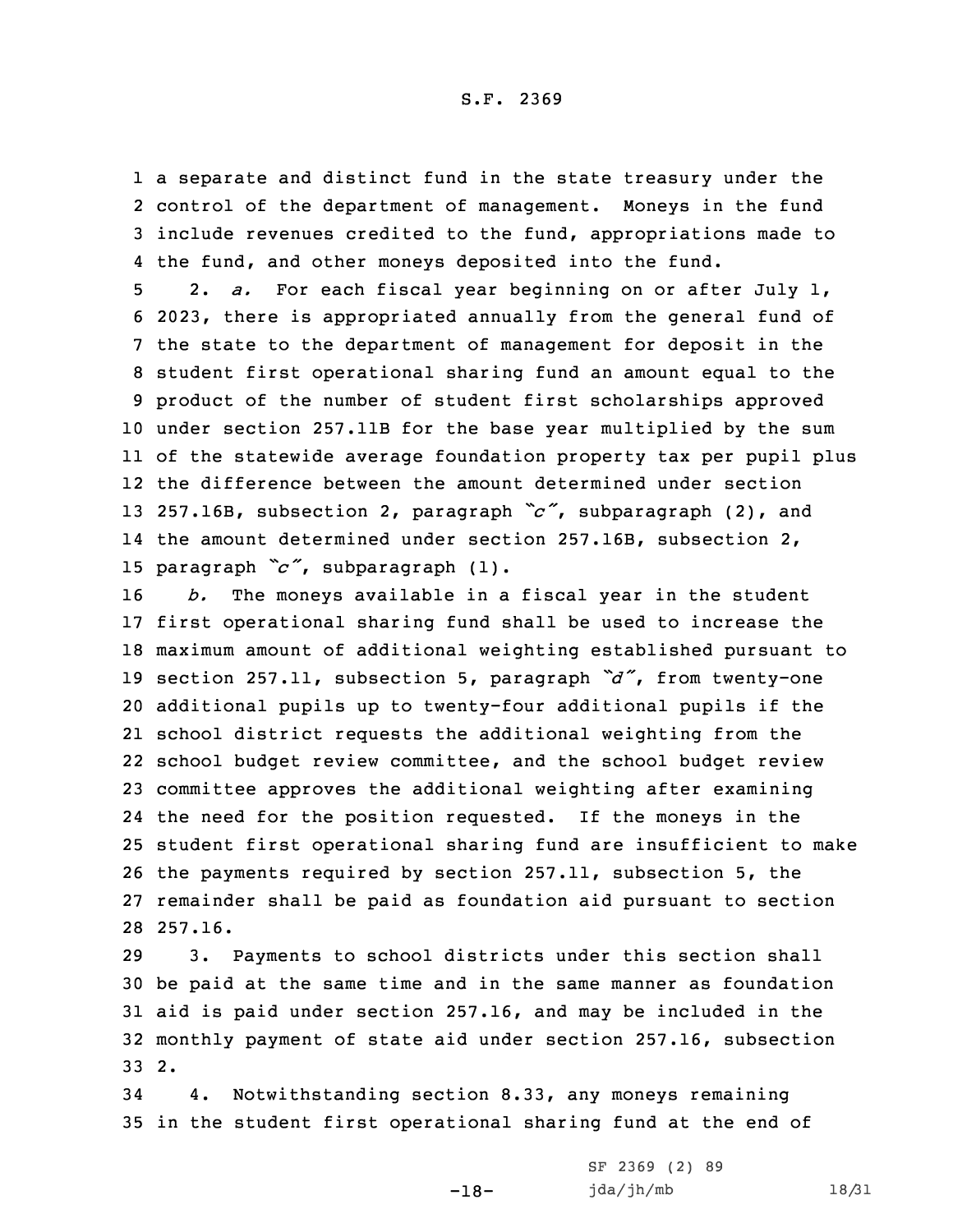a separate and distinct fund in the state treasury under the control of the department of management. Moneys in the fund include revenues credited to the fund, appropriations made to the fund, and other moneys deposited into the fund.

2. *a.* For each fiscal year beginning on or after July 1, 2023, there is appropriated annually from the general fund of the state to the department of management for deposit in the student first operational sharing fund an amount equal to the product of the number of student first scholarships approved under section 257.11B for the base year multiplied by the sum of the statewide average foundation property tax per pupil plus the difference between the amount determined under section 257.16B, subsection 2, paragraph *"c"*, subparagraph (2), and the amount determined under section 257.16B, subsection 2, paragraph *"c"*, subparagraph (1).

*b.* The moneys available in a fiscal year in the student first operational sharing fund shall be used to increase the maximum amount of additional weighting established pursuant to section 257.11, subsection 5, paragraph *"d"*, from twenty-one additional pupils up to twenty-four additional pupils if the school district requests the additional weighting from the school budget review committee, and the school budget review committee approves the additional weighting after examining the need for the position requested. If the moneys in the student first operational sharing fund are insufficient to make the payments required by section 257.11, subsection 5, the remainder shall be paid as foundation aid pursuant to section 257.16.

3. Payments to school districts under this section shall be paid at the same time and in the same manner as foundation aid is paid under section 257.16, and may be included in the monthly payment of state aid under section 257.16, subsection 2.

4. Notwithstanding section 8.33, any moneys remaining in the student first operational sharing fund at the end of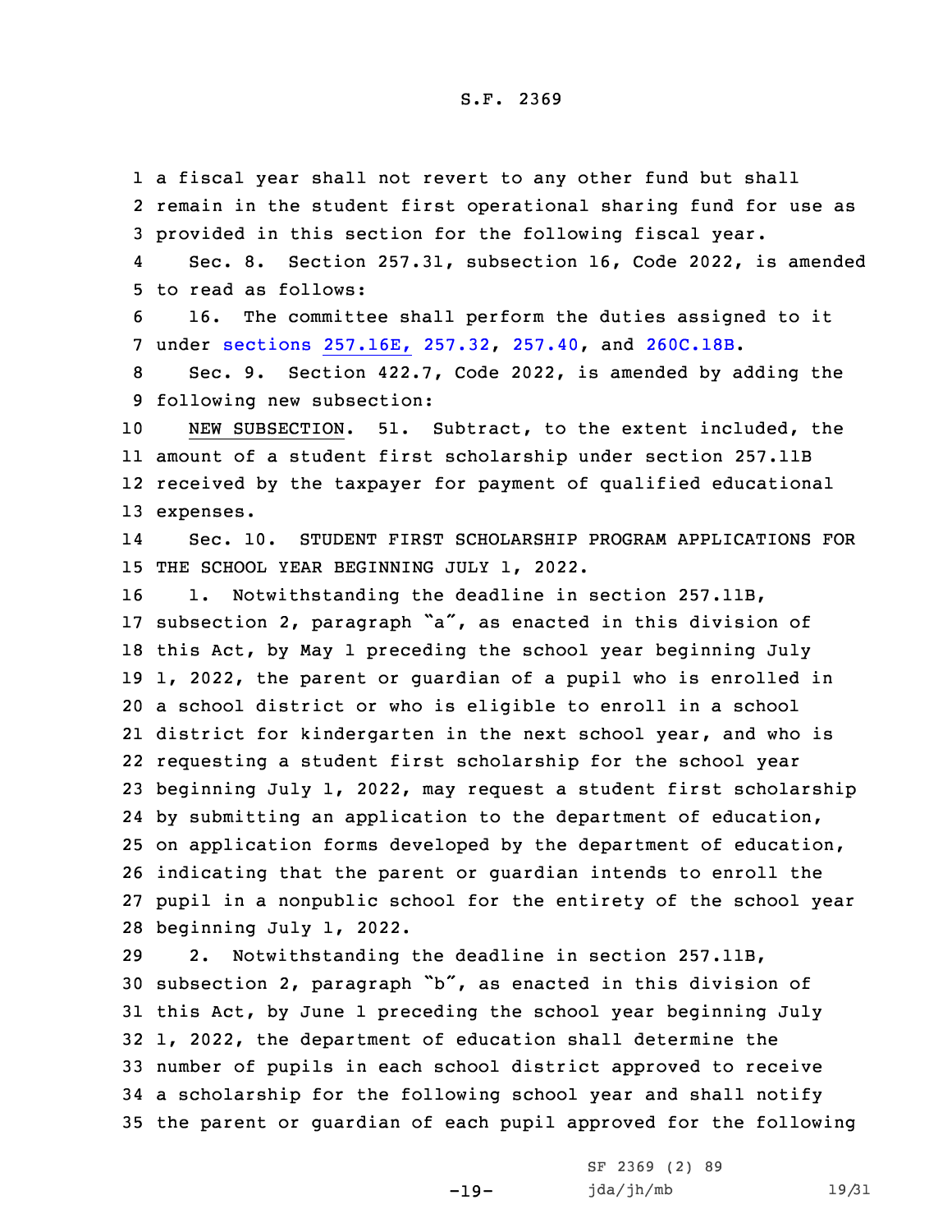a fiscal year shall not revert to any other fund but shall remain in the student first operational sharing fund for use as provided in this section for the following fiscal year.

Sec. 8. Section 257.31, subsection 16, Code 2022, is amended to read as follows:

16. The committee shall perform the duties assigned to it under sections 257.16E, 257.32, 257.40, and 260C.18B.

Sec. 9. Section 422.7, Code 2022, is amended by adding the following new subsection:

NEW SUBSECTION. 51. Subtract, to the extent included, the amount of a student first scholarship under section 257.11B received by the taxpayer for payment of qualified educational expenses.

Sec. 10. STUDENT FIRST SCHOLARSHIP PROGRAM APPLICATIONS FOR THE SCHOOL YEAR BEGINNING JULY 1, 2022.

1. Notwithstanding the deadline in section 257.11B, subsection 2, paragraph "a", as enacted in this division of this Act, by May 1 preceding the school year beginning July 1, 2022, the parent or guardian of a pupil who is enrolled in a school district or who is eligible to enroll in a school district for kindergarten in the next school year, and who is requesting a student first scholarship for the school year beginning July 1, 2022, may request a student first scholarship by submitting an application to the department of education, on application forms developed by the department of education, indicating that the parent or guardian intends to enroll the pupil in a nonpublic school for the entirety of the school year beginning July 1, 2022.

2. Notwithstanding the deadline in section 257.11B, subsection 2, paragraph "b", as enacted in this division of this Act, by June 1 preceding the school year beginning July 1, 2022, the department of education shall determine the number of pupils in each school district approved to receive a scholarship for the following school year and shall notify the parent or guardian of each pupil approved for the following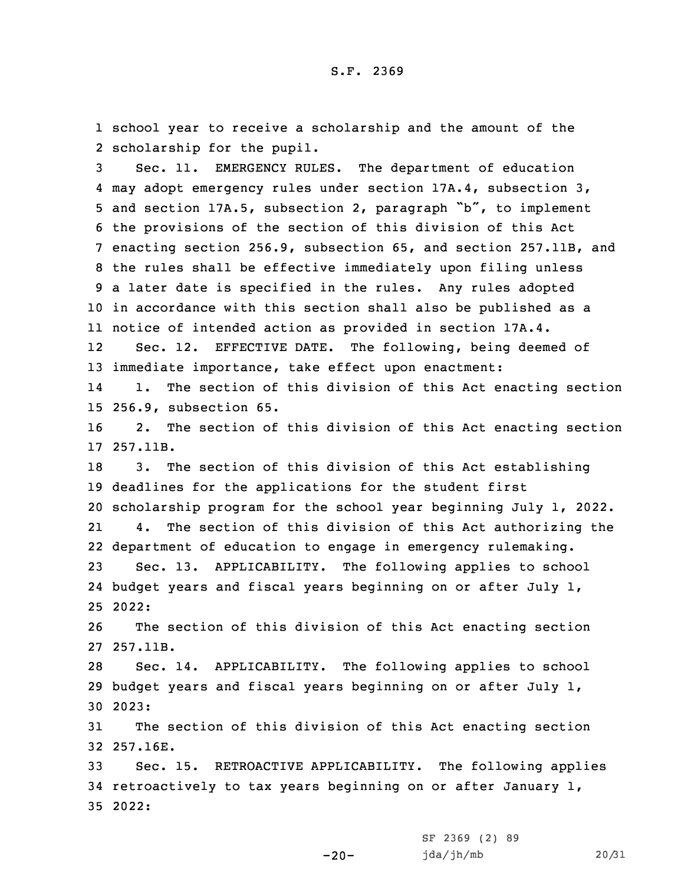school year to receive a scholarship and the amount of the scholarship for the pupil.

Sec. 11. EMERGENCY RULES. The department of education may adopt emergency rules under section 17A.4, subsection 3, and section 17A.5, subsection 2, paragraph "b", to implement the provisions of the section of this division of this Act enacting section 256.9, subsection 65, and section 257.11B, and the rules shall be effective immediately upon filing unless a later date is specified in the rules. Any rules adopted in accordance with this section shall also be published as a notice of intended action as provided in section 17A.4.

Sec. 12. EFFECTIVE DATE. The following, being deemed of immediate importance, take effect upon enactment:

1. The section of this division of this Act enacting section 256.9, subsection 65.

2. The section of this division of this Act enacting section 257.11B.

3. The section of this division of this Act establishing deadlines for the applications for the student first scholarship program for the school year beginning July 1, 2022.

4. The section of this division of this Act authorizing the department of education to engage in emergency rulemaking.

Sec. 13. APPLICABILITY. The following applies to school budget years and fiscal years beginning on or after July 1, 2022:

The section of this division of this Act enacting section 257.11B.

Sec. 14. APPLICABILITY. The following applies to school budget years and fiscal years beginning on or after July 1, 2023:

The section of this division of this Act enacting section 257.16E.

Sec. 15. RETROACTIVE APPLICABILITY. The following applies retroactively to tax years beginning on or after January 1, 2022: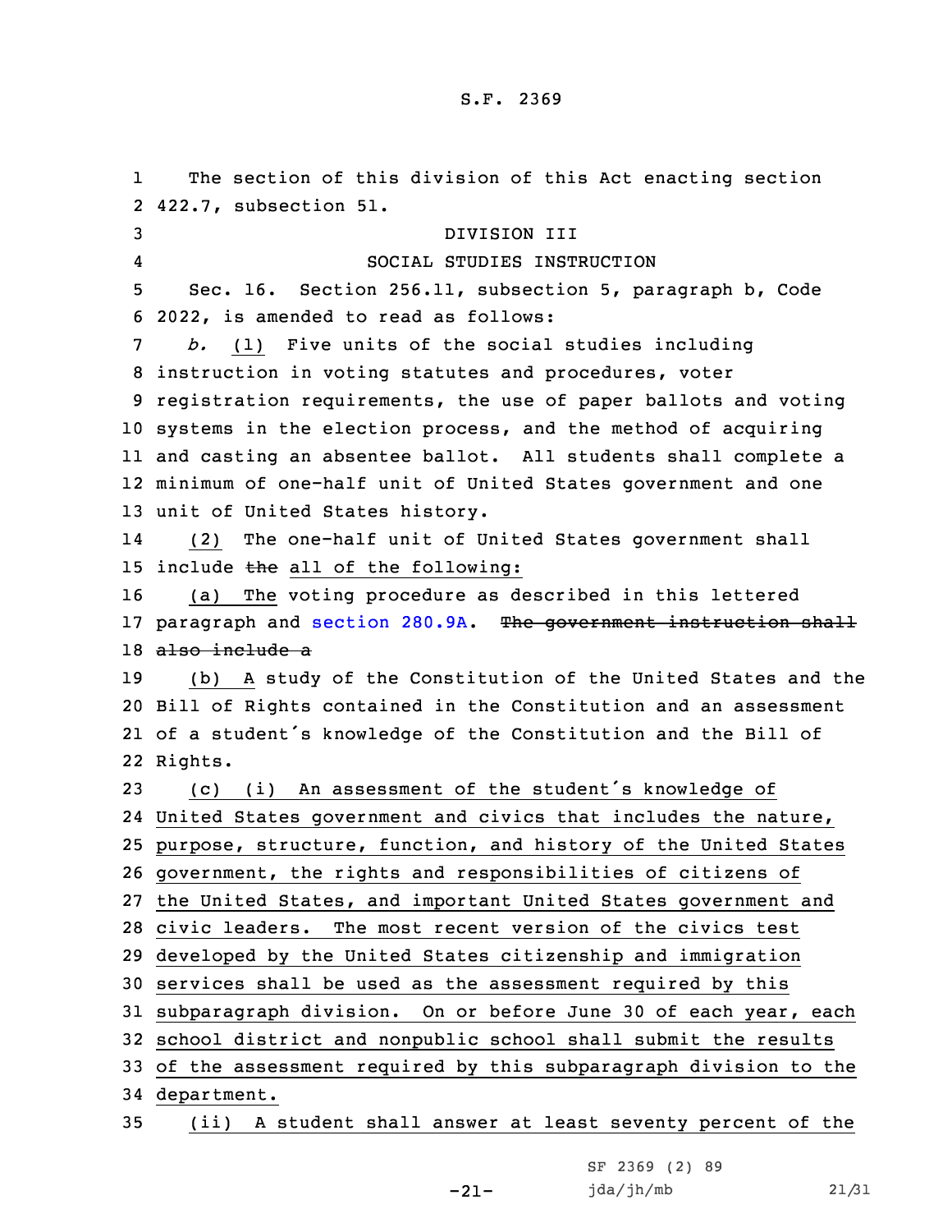The section of this division of this Act enacting section 422.7, subsection 51.

DIVISION III

SOCIAL STUDIES INSTRUCTION

Sec. 16. Section 256.11, subsection 5, paragraph b, Code 2022, is amended to read as follows:

*b.* (1) Five units of the social studies including instruction in voting statutes and procedures, voter registration requirements, the use of paper ballots and voting systems in the election process, and the method of acquiring and casting an absentee ballot. All students shall complete a minimum of one-half unit of United States government and one unit of United States history.

(2) The one-half unit of United States government shall include ~~the~~ all of the following:

(a) The voting procedure as described in this lettered paragraph and section 280.9A. ~~The government instruction shall also include a~~

(b) A study of the Constitution of the United States and the Bill of Rights contained in the Constitution and an assessment of a student's knowledge of the Constitution and the Bill of Rights.

(c) (i) An assessment of the student's knowledge of United States government and civics that includes the nature, purpose, structure, function, and history of the United States government, the rights and responsibilities of citizens of the United States, and important United States government and civic leaders. The most recent version of the civics test developed by the United States citizenship and immigration services shall be used as the assessment required by this subparagraph division. On or before June 30 of each year, each school district and nonpublic school shall submit the results of the assessment required by this subparagraph division to the department.

(ii) A student shall answer at least seventy percent of the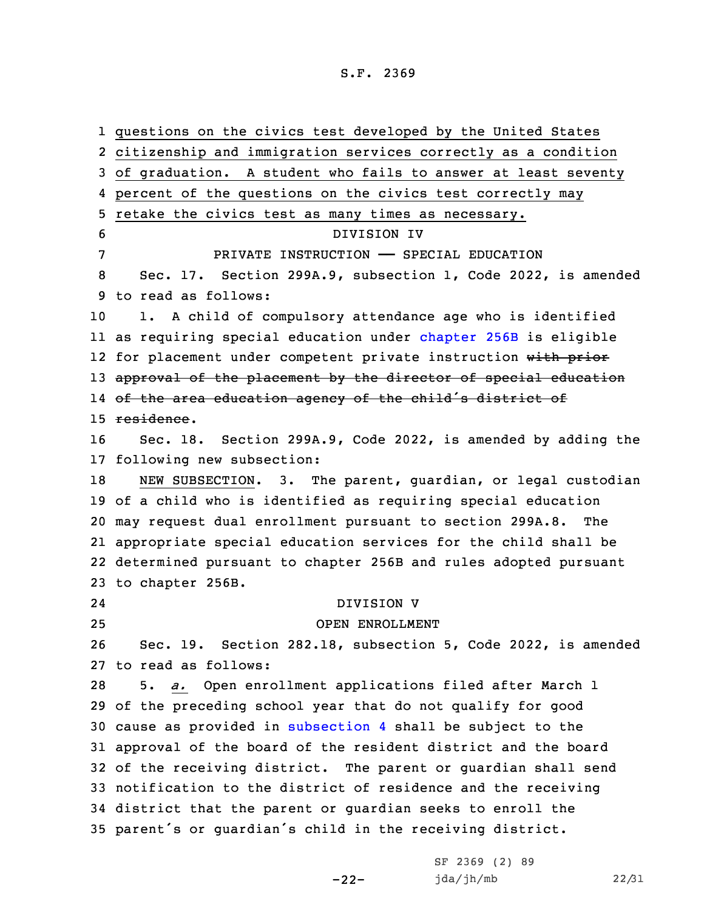questions on the civics test developed by the United States citizenship and immigration services correctly as a condition of graduation. A student who fails to answer at least seventy percent of the questions on the civics test correctly may retake the civics test as many times as necessary.

DIVISION IV

PRIVATE INSTRUCTION —— SPECIAL EDUCATION

Sec. 17. Section 299A.9, subsection 1, Code 2022, is amended to read as follows:

1. A child of compulsory attendance age who is identified as requiring special education under chapter 256B is eligible for placement under competent private instruction ~~with prior approval of the placement by the director of special education of the area education agency of the child's district of residence~~.

Sec. 18. Section 299A.9, Code 2022, is amended by adding the following new subsection:

NEW SUBSECTION. 3. The parent, guardian, or legal custodian of a child who is identified as requiring special education may request dual enrollment pursuant to section 299A.8. The appropriate special education services for the child shall be determined pursuant to chapter 256B and rules adopted pursuant to chapter 256B.

DIVISION V

OPEN ENROLLMENT

Sec. 19. Section 282.18, subsection 5, Code 2022, is amended to read as follows:

5. *a.* Open enrollment applications filed after March 1 of the preceding school year that do not qualify for good cause as provided in subsection 4 shall be subject to the approval of the board of the resident district and the board of the receiving district. The parent or guardian shall send notification to the district of residence and the receiving district that the parent or guardian seeks to enroll the parent's or guardian's child in the receiving district.

SF 2369 (2) 89

jda/jh/mb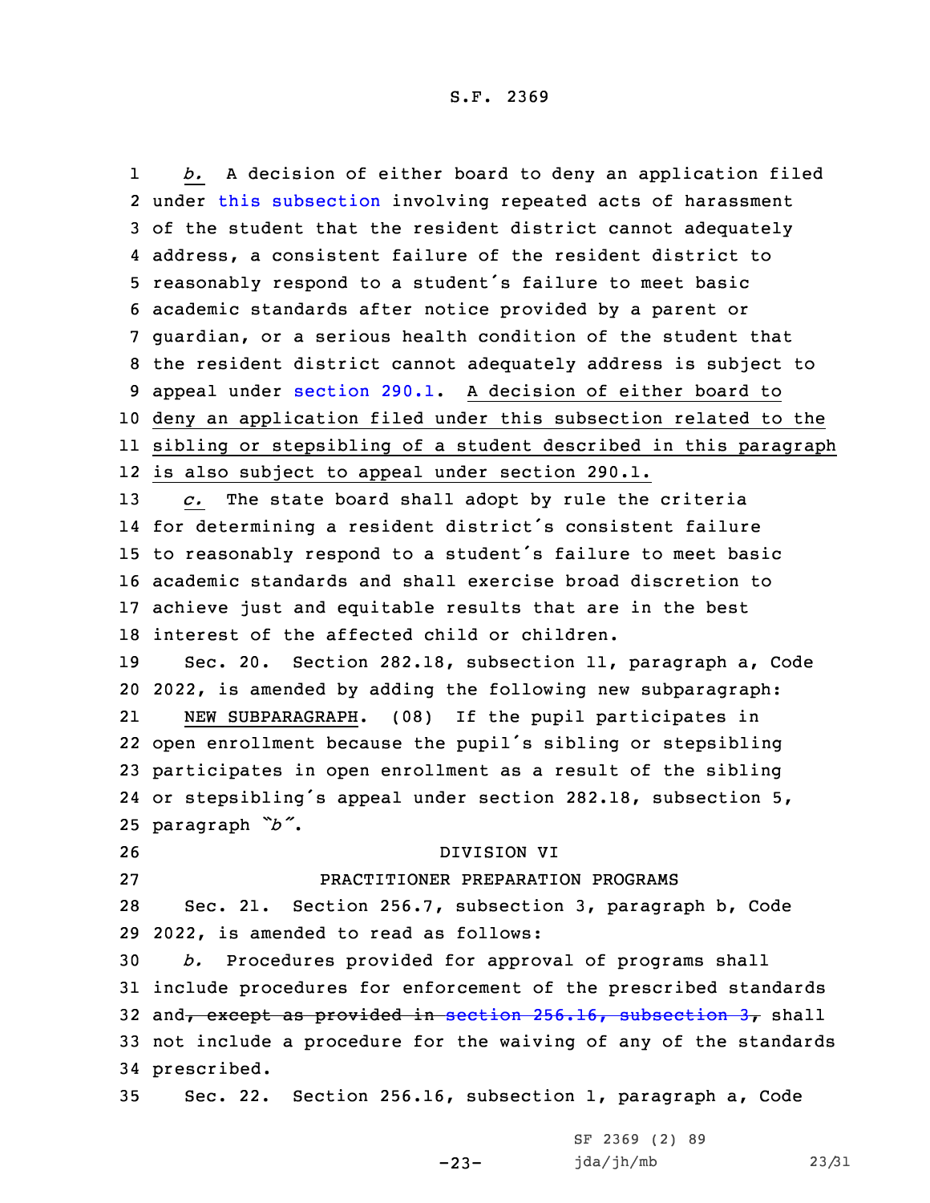*b.* A decision of either board to deny an application filed under this subsection involving repeated acts of harassment of the student that the resident district cannot adequately address, a consistent failure of the resident district to reasonably respond to a student's failure to meet basic academic standards after notice provided by a parent or guardian, or a serious health condition of the student that the resident district cannot adequately address is subject to appeal under section 290.1. A decision of either board to deny an application filed under this subsection related to the sibling or stepsibling of a student described in this paragraph is also subject to appeal under section 290.1.

*c.* The state board shall adopt by rule the criteria for determining a resident district's consistent failure to reasonably respond to a student's failure to meet basic academic standards and shall exercise broad discretion to achieve just and equitable results that are in the best interest of the affected child or children.

Sec. 20. Section 282.18, subsection 11, paragraph a, Code 2022, is amended by adding the following new subparagraph:

NEW SUBPARAGRAPH. (08) If the pupil participates in open enrollment because the pupil's sibling or stepsibling participates in open enrollment as a result of the sibling or stepsibling's appeal under section 282.18, subsection 5, paragraph *"b"*.

DIVISION VI

PRACTITIONER PREPARATION PROGRAMS

Sec. 21. Section 256.7, subsection 3, paragraph b, Code 2022, is amended to read as follows:

*b.* Procedures provided for approval of programs shall include procedures for enforcement of the prescribed standards and~~, except as provided in section 256.16, subsection 3,~~ shall not include a procedure for the waiving of any of the standards prescribed.

Sec. 22. Section 256.16, subsection 1, paragraph a, Code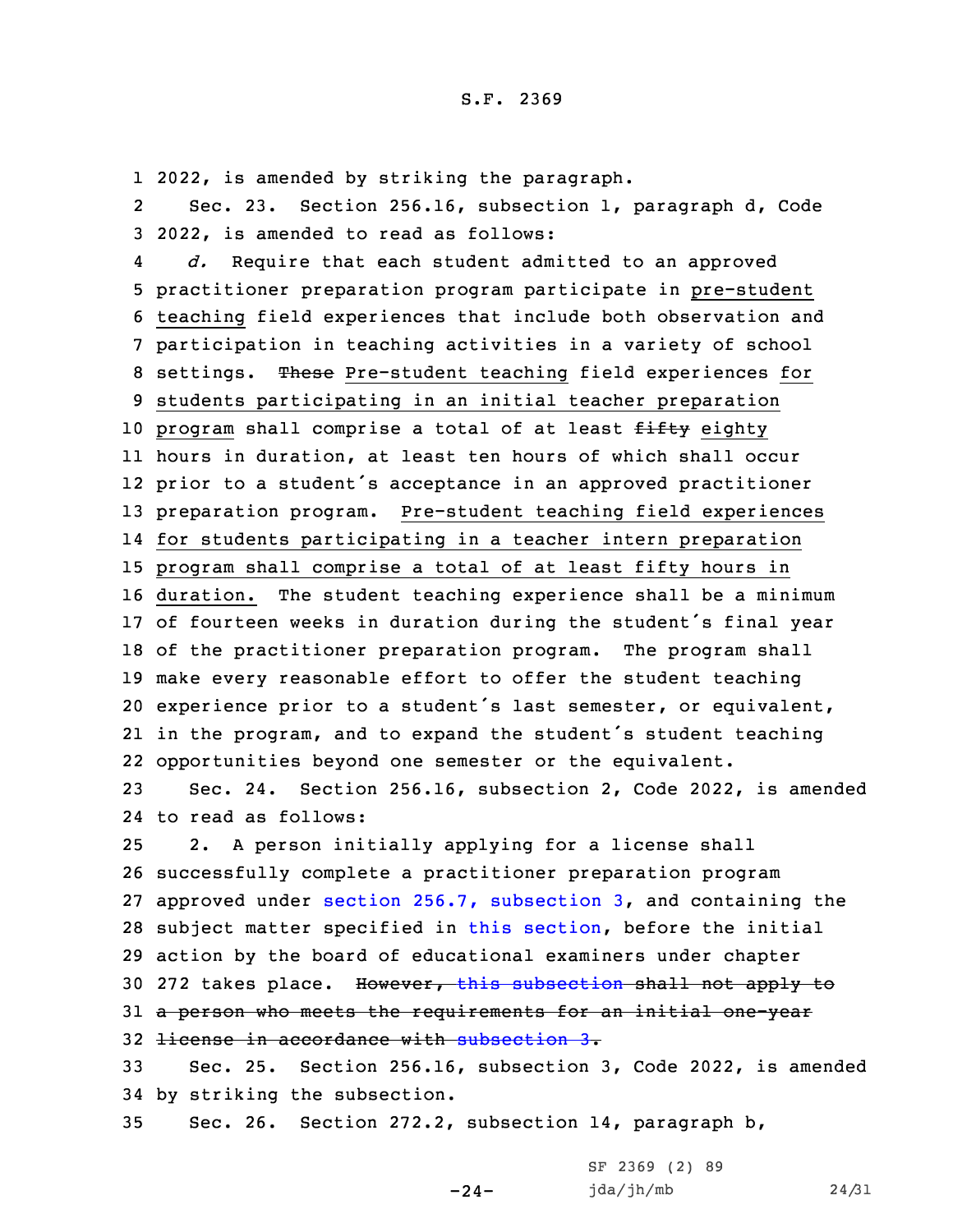2022, is amended by striking the paragraph.

Sec. 23. Section 256.16, subsection 1, paragraph d, Code 2022, is amended to read as follows:

*d.* Require that each student admitted to an approved practitioner preparation program participate in <u>pre-student teaching</u> field experiences that include both observation and participation in teaching activities in a variety of school settings. ~~These~~ <u>Pre-student teaching</u> field experiences <u>for students participating in an initial teacher preparation program</u> shall comprise a total of at least ~~fifty~~ <u>eighty</u> hours in duration, at least ten hours of which shall occur prior to a student's acceptance in an approved practitioner preparation program. <u>Pre-student teaching field experiences for students participating in a teacher intern preparation program shall comprise a total of at least fifty hours in duration.</u> The student teaching experience shall be a minimum of fourteen weeks in duration during the student's final year of the practitioner preparation program. The program shall make every reasonable effort to offer the student teaching experience prior to a student's last semester, or equivalent, in the program, and to expand the student's student teaching opportunities beyond one semester or the equivalent.

Sec. 24. Section 256.16, subsection 2, Code 2022, is amended to read as follows:

2. A person initially applying for a license shall successfully complete a practitioner preparation program approved under section 256.7, subsection 3, and containing the subject matter specified in this section, before the initial action by the board of educational examiners under chapter 272 takes place. ~~However, this subsection shall not apply to a person who meets the requirements for an initial one-year license in accordance with subsection 3.~~

Sec. 25. Section 256.16, subsection 3, Code 2022, is amended by striking the subsection.

Sec. 26. Section 272.2, subsection 14, paragraph b,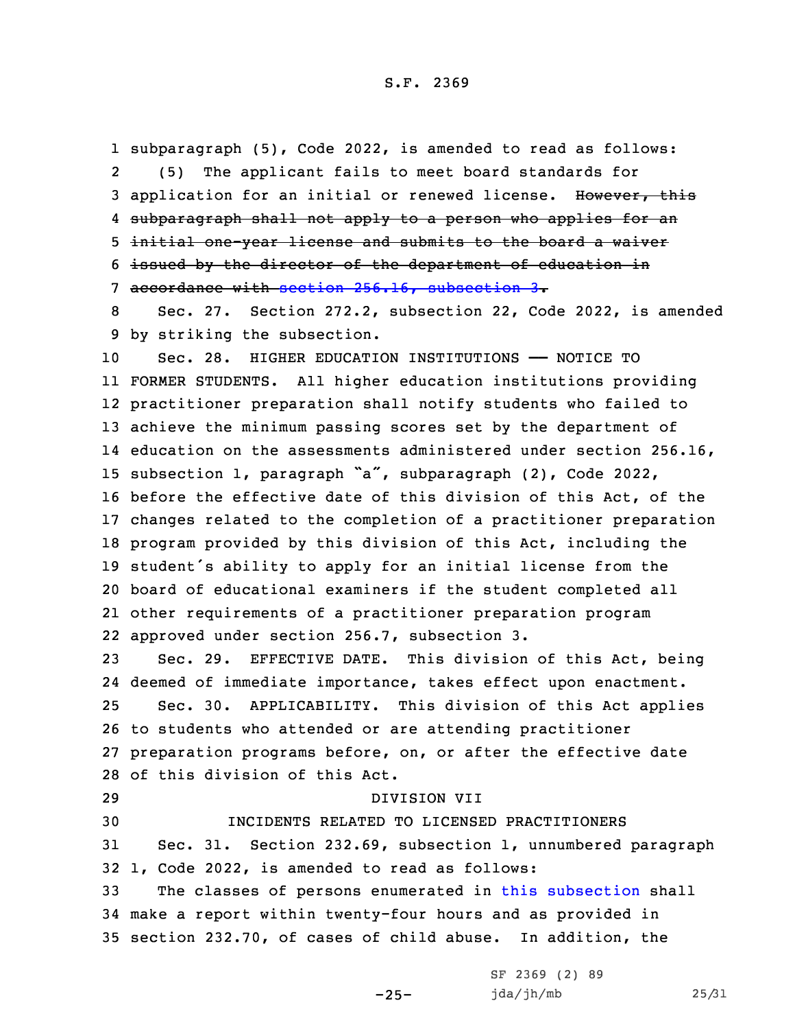subparagraph (5), Code 2022, is amended to read as follows:

(5) The applicant fails to meet board standards for application for an initial or renewed license. ~~However, this subparagraph shall not apply to a person who applies for an initial one-year license and submits to the board a waiver issued by the director of the department of education in accordance with section 256.16, subsection 3.~~

Sec. 27. Section 272.2, subsection 22, Code 2022, is amended by striking the subsection.

Sec. 28. HIGHER EDUCATION INSTITUTIONS —— NOTICE TO FORMER STUDENTS. All higher education institutions providing practitioner preparation shall notify students who failed to achieve the minimum passing scores set by the department of education on the assessments administered under section 256.16, subsection 1, paragraph "a", subparagraph (2), Code 2022, before the effective date of this division of this Act, of the changes related to the completion of a practitioner preparation program provided by this division of this Act, including the student's ability to apply for an initial license from the board of educational examiners if the student completed all other requirements of a practitioner preparation program approved under section 256.7, subsection 3.

Sec. 29. EFFECTIVE DATE. This division of this Act, being deemed of immediate importance, takes effect upon enactment.

Sec. 30. APPLICABILITY. This division of this Act applies to students who attended or are attending practitioner preparation programs before, on, or after the effective date of this division of this Act.

DIVISION VII

INCIDENTS RELATED TO LICENSED PRACTITIONERS

Sec. 31. Section 232.69, subsection 1, unnumbered paragraph 1, Code 2022, is amended to read as follows:

The classes of persons enumerated in this subsection shall make a report within twenty-four hours and as provided in section 232.70, of cases of child abuse. In addition, the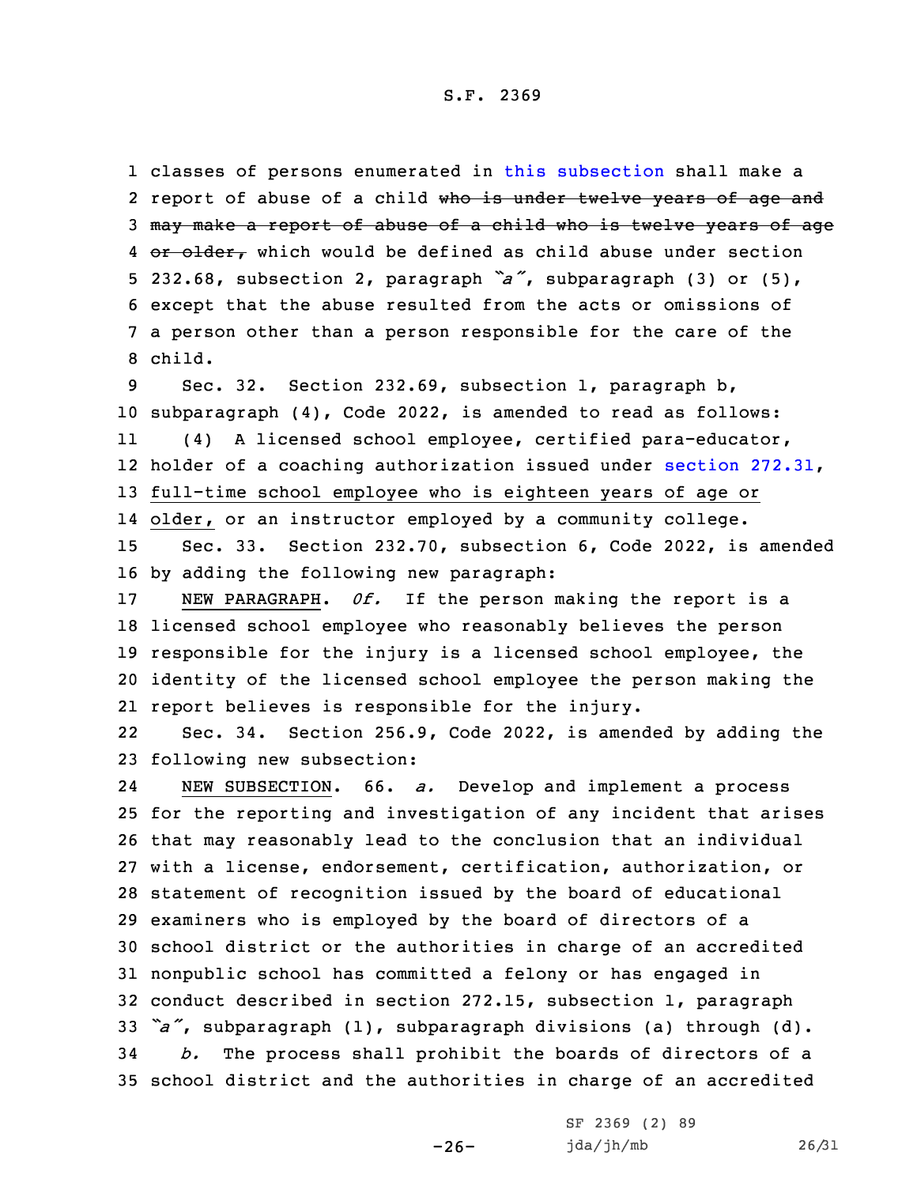classes of persons enumerated in this subsection shall make a report of abuse of a child ~~who is under twelve years of age and may make a report of abuse of a child who is twelve years of age or older,~~ which would be defined as child abuse under section 232.68, subsection 2, paragraph *"a"*, subparagraph (3) or (5), except that the abuse resulted from the acts or omissions of a person other than a person responsible for the care of the child.

Sec. 32. Section 232.69, subsection 1, paragraph b, subparagraph (4), Code 2022, is amended to read as follows:

(4) A licensed school employee, certified para-educator, holder of a coaching authorization issued under section 272.31, full-time school employee who is eighteen years of age or older, or an instructor employed by a community college.

Sec. 33. Section 232.70, subsection 6, Code 2022, is amended by adding the following new paragraph:

NEW PARAGRAPH. *0f.* If the person making the report is a licensed school employee who reasonably believes the person responsible for the injury is a licensed school employee, the identity of the licensed school employee the person making the report believes is responsible for the injury.

Sec. 34. Section 256.9, Code 2022, is amended by adding the following new subsection:

NEW SUBSECTION. 66. *a.* Develop and implement a process for the reporting and investigation of any incident that arises that may reasonably lead to the conclusion that an individual with a license, endorsement, certification, authorization, or statement of recognition issued by the board of educational examiners who is employed by the board of directors of a school district or the authorities in charge of an accredited nonpublic school has committed a felony or has engaged in conduct described in section 272.15, subsection 1, paragraph *"a"*, subparagraph (1), subparagraph divisions (a) through (d).

*b.* The process shall prohibit the boards of directors of a school district and the authorities in charge of an accredited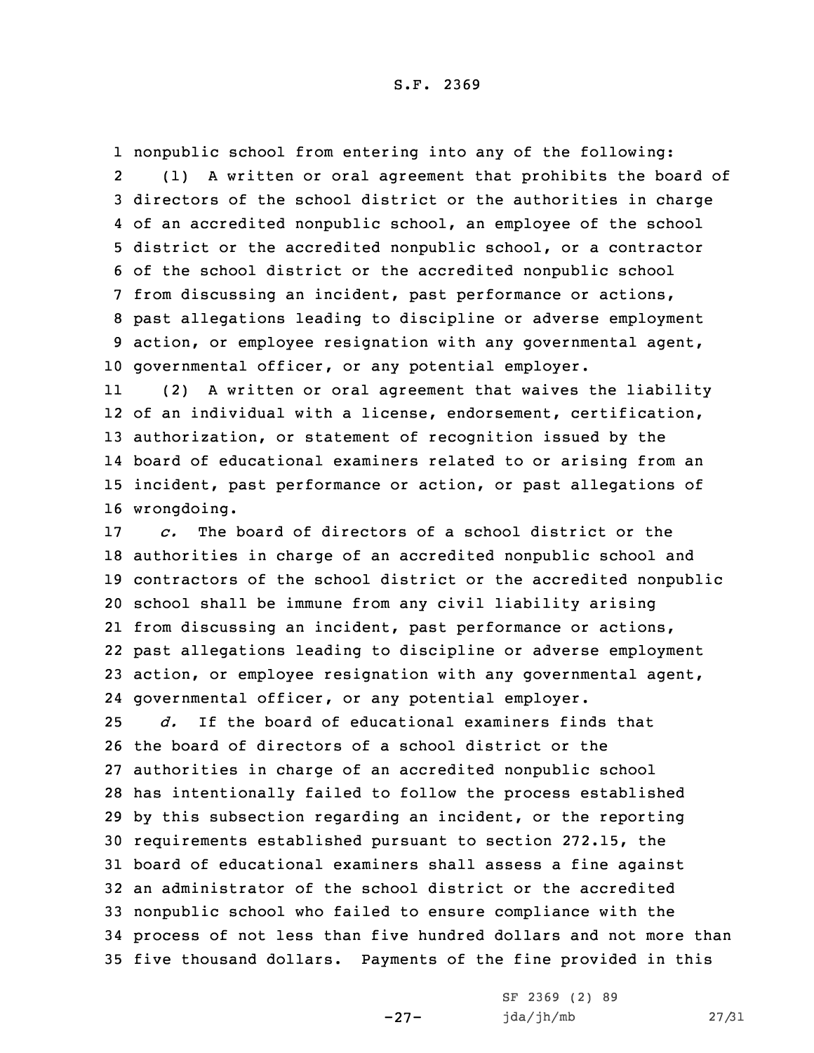nonpublic school from entering into any of the following:

(1) A written or oral agreement that prohibits the board of directors of the school district or the authorities in charge of an accredited nonpublic school, an employee of the school district or the accredited nonpublic school, or a contractor of the school district or the accredited nonpublic school from discussing an incident, past performance or actions, past allegations leading to discipline or adverse employment action, or employee resignation with any governmental agent, governmental officer, or any potential employer.

(2) A written or oral agreement that waives the liability of an individual with a license, endorsement, certification, authorization, or statement of recognition issued by the board of educational examiners related to or arising from an incident, past performance or action, or past allegations of wrongdoing.

*c.* The board of directors of a school district or the authorities in charge of an accredited nonpublic school and contractors of the school district or the accredited nonpublic school shall be immune from any civil liability arising from discussing an incident, past performance or actions, past allegations leading to discipline or adverse employment action, or employee resignation with any governmental agent, governmental officer, or any potential employer.

*d.* If the board of educational examiners finds that the board of directors of a school district or the authorities in charge of an accredited nonpublic school has intentionally failed to follow the process established by this subsection regarding an incident, or the reporting requirements established pursuant to section 272.15, the board of educational examiners shall assess a fine against an administrator of the school district or the accredited nonpublic school who failed to ensure compliance with the process of not less than five hundred dollars and not more than five thousand dollars. Payments of the fine provided in this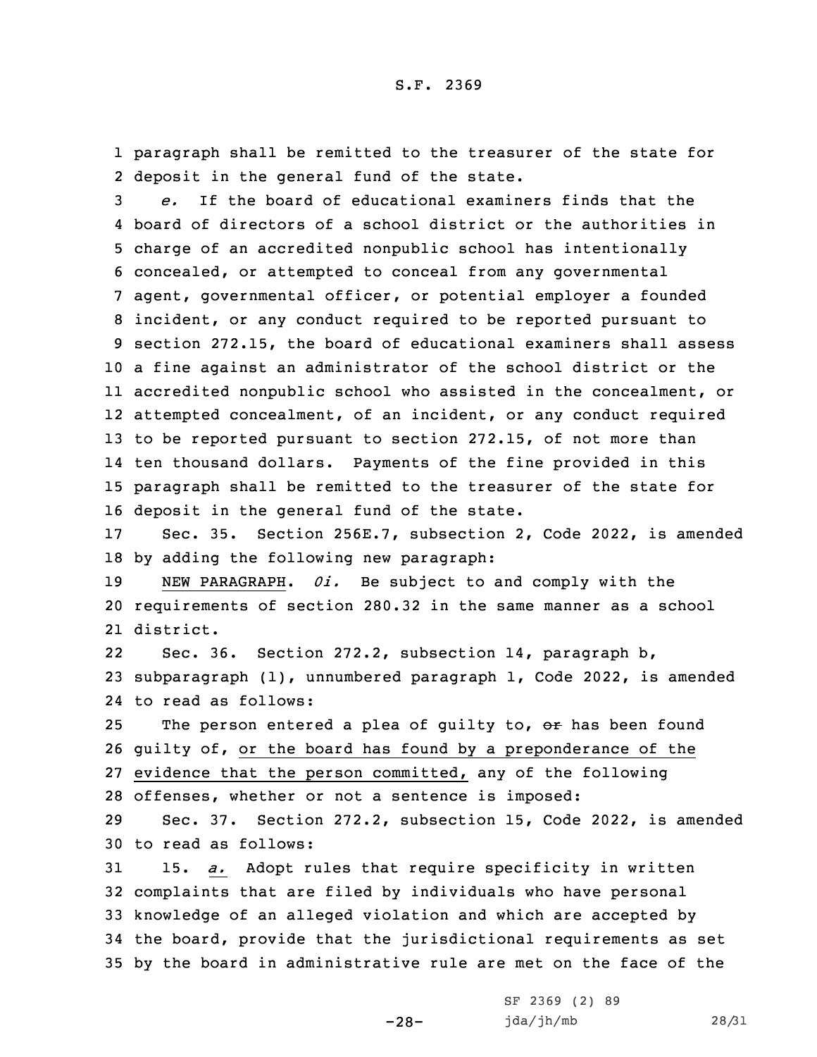paragraph shall be remitted to the treasurer of the state for deposit in the general fund of the state.

*e.* If the board of educational examiners finds that the board of directors of a school district or the authorities in charge of an accredited nonpublic school has intentionally concealed, or attempted to conceal from any governmental agent, governmental officer, or potential employer a founded incident, or any conduct required to be reported pursuant to section 272.15, the board of educational examiners shall assess a fine against an administrator of the school district or the accredited nonpublic school who assisted in the concealment, or attempted concealment, of an incident, or any conduct required to be reported pursuant to section 272.15, of not more than ten thousand dollars. Payments of the fine provided in this paragraph shall be remitted to the treasurer of the state for deposit in the general fund of the state.

Sec. 35. Section 256E.7, subsection 2, Code 2022, is amended by adding the following new paragraph:

NEW PARAGRAPH. *0i.* Be subject to and comply with the requirements of section 280.32 in the same manner as a school district.

Sec. 36. Section 272.2, subsection 14, paragraph b, subparagraph (1), unnumbered paragraph 1, Code 2022, is amended to read as follows:

The person entered a plea of guilty to, ~~or~~ has been found guilty of, or the board has found by a preponderance of the evidence that the person committed, any of the following offenses, whether or not a sentence is imposed:

Sec. 37. Section 272.2, subsection 15, Code 2022, is amended to read as follows:

15. *a.* Adopt rules that require specificity in written complaints that are filed by individuals who have personal knowledge of an alleged violation and which are accepted by the board, provide that the jurisdictional requirements as set by the board in administrative rule are met on the face of the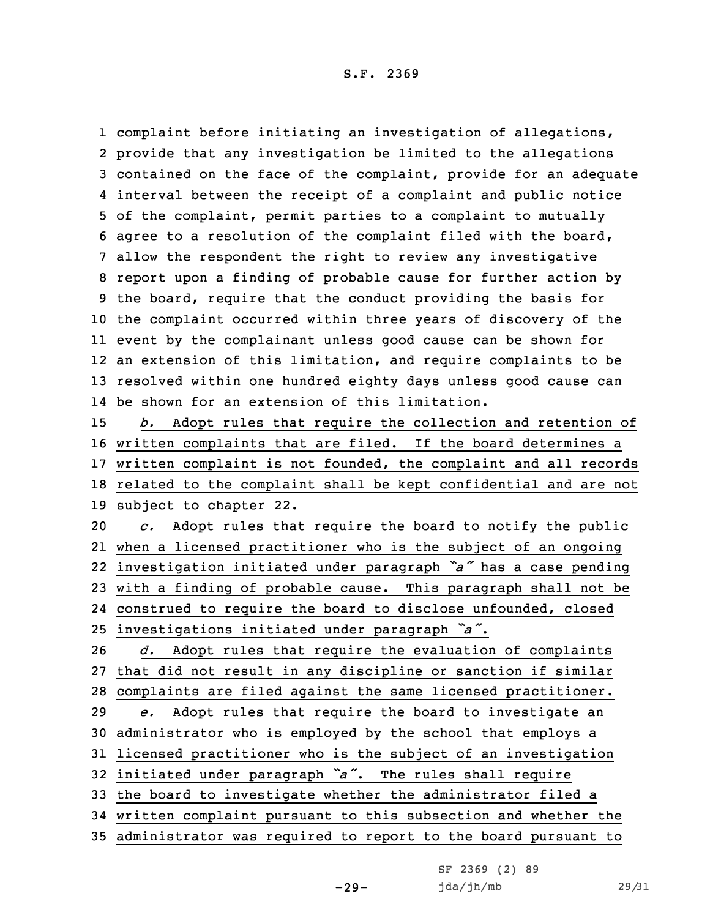complaint before initiating an investigation of allegations, provide that any investigation be limited to the allegations contained on the face of the complaint, provide for an adequate interval between the receipt of a complaint and public notice of the complaint, permit parties to a complaint to mutually agree to a resolution of the complaint filed with the board, allow the respondent the right to review any investigative report upon a finding of probable cause for further action by the board, require that the conduct providing the basis for the complaint occurred within three years of discovery of the event by the complainant unless good cause can be shown for an extension of this limitation, and require complaints to be resolved within one hundred eighty days unless good cause can be shown for an extension of this limitation.

*b.* Adopt rules that require the collection and retention of written complaints that are filed. If the board determines a written complaint is not founded, the complaint and all records related to the complaint shall be kept confidential and are not subject to chapter 22.

*c.* Adopt rules that require the board to notify the public when a licensed practitioner who is the subject of an ongoing investigation initiated under paragraph *"a"* has a case pending with a finding of probable cause. This paragraph shall not be construed to require the board to disclose unfounded, closed investigations initiated under paragraph *"a"*.

*d.* Adopt rules that require the evaluation of complaints that did not result in any discipline or sanction if similar complaints are filed against the same licensed practitioner.

*e.* Adopt rules that require the board to investigate an administrator who is employed by the school that employs a licensed practitioner who is the subject of an investigation initiated under paragraph *"a"*. The rules shall require the board to investigate whether the administrator filed a written complaint pursuant to this subsection and whether the administrator was required to report to the board pursuant to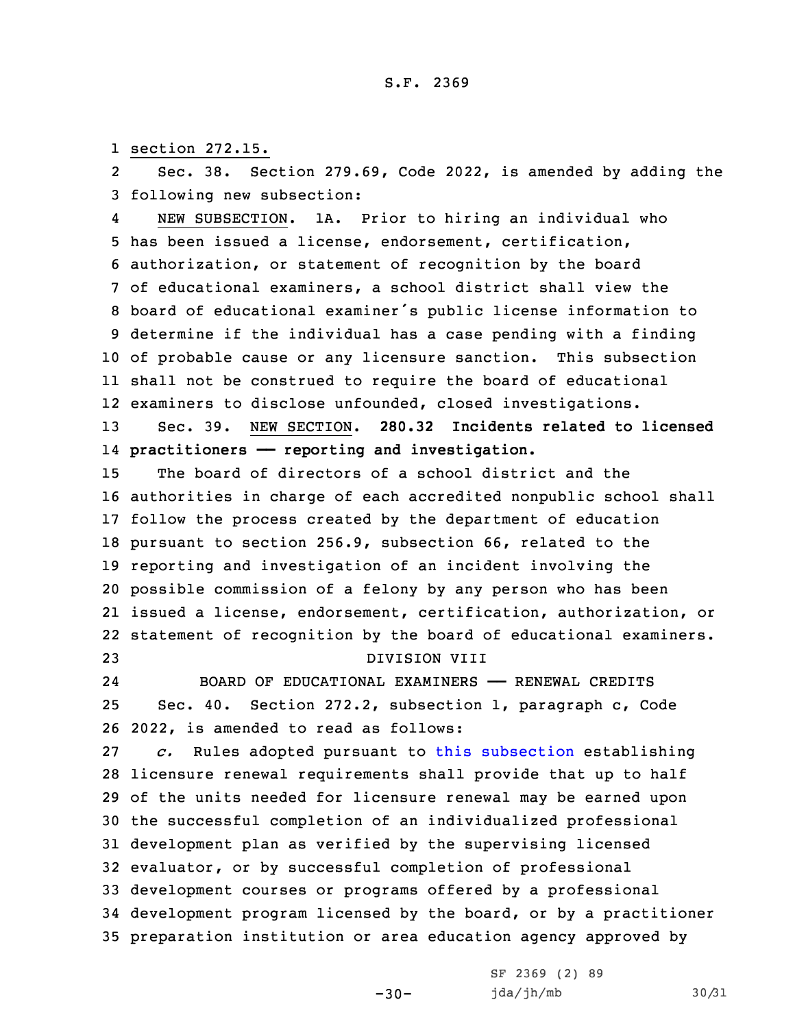section 272.15.

Sec. 38. Section 279.69, Code 2022, is amended by adding the following new subsection:

NEW SUBSECTION. 1A. Prior to hiring an individual who has been issued a license, endorsement, certification, authorization, or statement of recognition by the board of educational examiners, a school district shall view the board of educational examiner's public license information to determine if the individual has a case pending with a finding of probable cause or any licensure sanction. This subsection shall not be construed to require the board of educational examiners to disclose unfounded, closed investigations.

Sec. 39. NEW SECTION. **280.32 Incidents related to licensed practitioners —— reporting and investigation.**

The board of directors of a school district and the authorities in charge of each accredited nonpublic school shall follow the process created by the department of education pursuant to section 256.9, subsection 66, related to the reporting and investigation of an incident involving the possible commission of a felony by any person who has been issued a license, endorsement, certification, authorization, or statement of recognition by the board of educational examiners.

DIVISION VIII

BOARD OF EDUCATIONAL EXAMINERS —— RENEWAL CREDITS

Sec. 40. Section 272.2, subsection 1, paragraph c, Code 2022, is amended to read as follows:

*c.* Rules adopted pursuant to this subsection establishing licensure renewal requirements shall provide that up to half of the units needed for licensure renewal may be earned upon the successful completion of an individualized professional development plan as verified by the supervising licensed evaluator, or by successful completion of professional development courses or programs offered by a professional development program licensed by the board, or by a practitioner preparation institution or area education agency approved by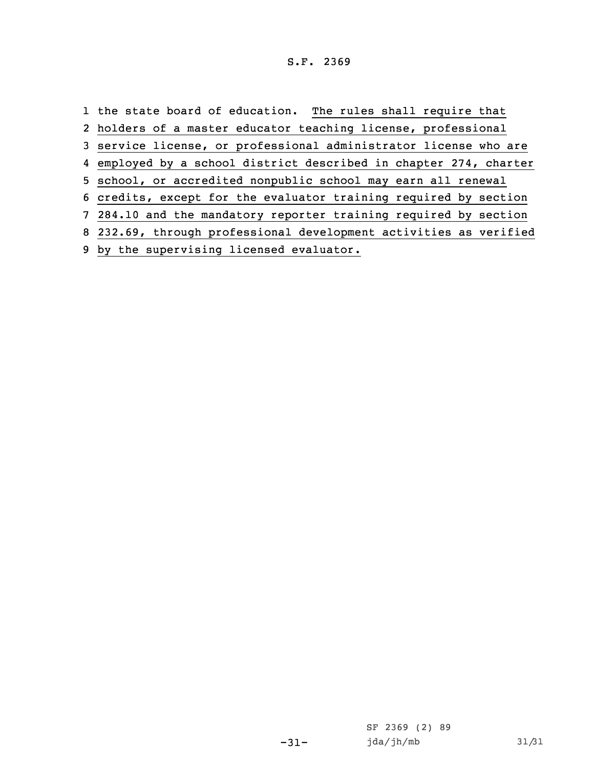1 the state board of education. The rules shall require that
2 holders of a master educator teaching license, professional
3 service license, or professional administrator license who are
4 employed by a school district described in chapter 274, charter
5 school, or accredited nonpublic school may earn all renewal
6 credits, except for the evaluator training required by section
7 284.10 and the mandatory reporter training required by section
8 232.69, through professional development activities as verified
9 by the supervising licensed evaluator.